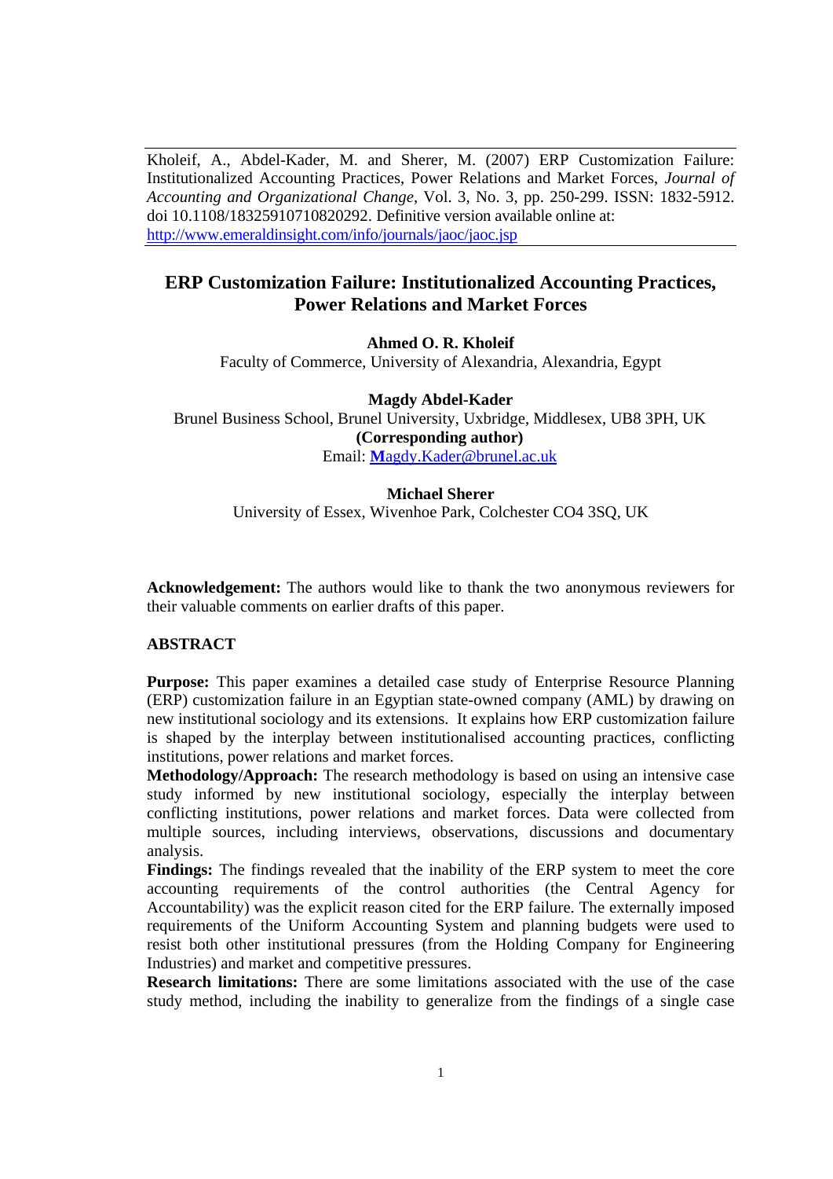Kholeif, A., Abdel-Kader, M. and Sherer, M. (2007) ERP Customization Failure: Institutionalized Accounting Practices, Power Relations and Market Forces, *Journal of Accounting and Organizational Change*, Vol. 3, No. 3, pp. 250-299. ISSN: 1832-5912. doi 10.1108/18325910710820292. Definitive version available online at: http://www.emeraldinsight.com/info/journals/jaoc/jaoc.jsp

# ERP Customization Failure: Institutionalized Accounting Practices, Power Relations and Market Forces

**Ahmed O. R. Kholeif**
Faculty of Commerce, University of Alexandria, Alexandria, Egypt

**Magdy Abdel-Kader**
Brunel Business School, Brunel University, Uxbridge, Middlesex, UB8 3PH, UK
**(Corresponding author)**
Email: Magdy.Kader@brunel.ac.uk

**Michael Sherer**
University of Essex, Wivenhoe Park, Colchester CO4 3SQ, UK

**Acknowledgement:** The authors would like to thank the two anonymous reviewers for their valuable comments on earlier drafts of this paper.

## ABSTRACT

**Purpose:** This paper examines a detailed case study of Enterprise Resource Planning (ERP) customization failure in an Egyptian state-owned company (AML) by drawing on new institutional sociology and its extensions. It explains how ERP customization failure is shaped by the interplay between institutionalised accounting practices, conflicting institutions, power relations and market forces.

**Methodology/Approach:** The research methodology is based on using an intensive case study informed by new institutional sociology, especially the interplay between conflicting institutions, power relations and market forces. Data were collected from multiple sources, including interviews, observations, discussions and documentary analysis.

**Findings:** The findings revealed that the inability of the ERP system to meet the core accounting requirements of the control authorities (the Central Agency for Accountability) was the explicit reason cited for the ERP failure. The externally imposed requirements of the Uniform Accounting System and planning budgets were used to resist both other institutional pressures (from the Holding Company for Engineering Industries) and market and competitive pressures.

**Research limitations:** There are some limitations associated with the use of the case study method, including the inability to generalize from the findings of a single case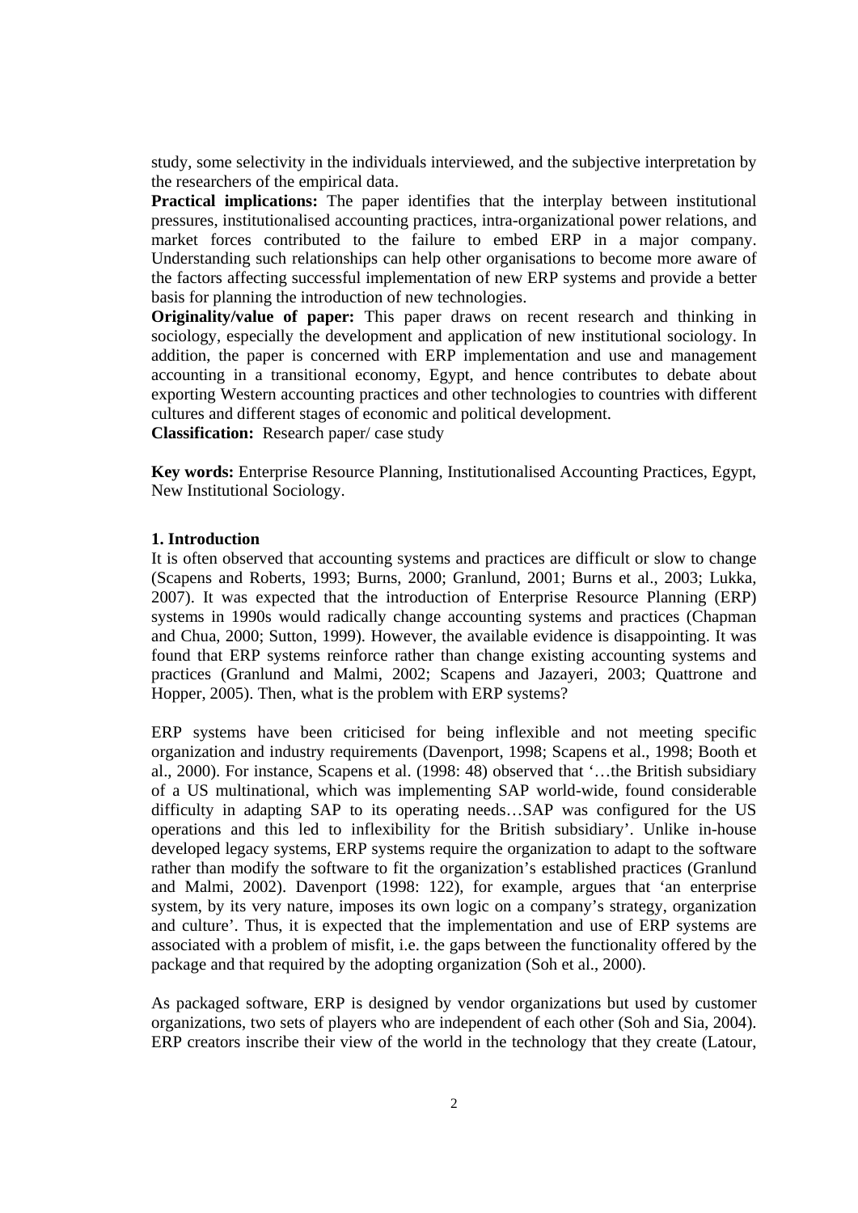study, some selectivity in the individuals interviewed, and the subjective interpretation by the researchers of the empirical data.

**Practical implications:** The paper identifies that the interplay between institutional pressures, institutionalised accounting practices, intra-organizational power relations, and market forces contributed to the failure to embed ERP in a major company. Understanding such relationships can help other organisations to become more aware of the factors affecting successful implementation of new ERP systems and provide a better basis for planning the introduction of new technologies.

**Originality/value of paper:** This paper draws on recent research and thinking in sociology, especially the development and application of new institutional sociology. In addition, the paper is concerned with ERP implementation and use and management accounting in a transitional economy, Egypt, and hence contributes to debate about exporting Western accounting practices and other technologies to countries with different cultures and different stages of economic and political development.

**Classification:** Research paper/ case study

**Key words:** Enterprise Resource Planning, Institutionalised Accounting Practices, Egypt, New Institutional Sociology.

## 1. Introduction

It is often observed that accounting systems and practices are difficult or slow to change (Scapens and Roberts, 1993; Burns, 2000; Granlund, 2001; Burns et al., 2003; Lukka, 2007). It was expected that the introduction of Enterprise Resource Planning (ERP) systems in 1990s would radically change accounting systems and practices (Chapman and Chua, 2000; Sutton, 1999). However, the available evidence is disappointing. It was found that ERP systems reinforce rather than change existing accounting systems and practices (Granlund and Malmi, 2002; Scapens and Jazayeri, 2003; Quattrone and Hopper, 2005). Then, what is the problem with ERP systems?

ERP systems have been criticised for being inflexible and not meeting specific organization and industry requirements (Davenport, 1998; Scapens et al., 1998; Booth et al., 2000). For instance, Scapens et al. (1998: 48) observed that '…the British subsidiary of a US multinational, which was implementing SAP world-wide, found considerable difficulty in adapting SAP to its operating needs…SAP was configured for the US operations and this led to inflexibility for the British subsidiary'. Unlike in-house developed legacy systems, ERP systems require the organization to adapt to the software rather than modify the software to fit the organization's established practices (Granlund and Malmi, 2002). Davenport (1998: 122), for example, argues that 'an enterprise system, by its very nature, imposes its own logic on a company's strategy, organization and culture'. Thus, it is expected that the implementation and use of ERP systems are associated with a problem of misfit, i.e. the gaps between the functionality offered by the package and that required by the adopting organization (Soh et al., 2000).

As packaged software, ERP is designed by vendor organizations but used by customer organizations, two sets of players who are independent of each other (Soh and Sia, 2004). ERP creators inscribe their view of the world in the technology that they create (Latour,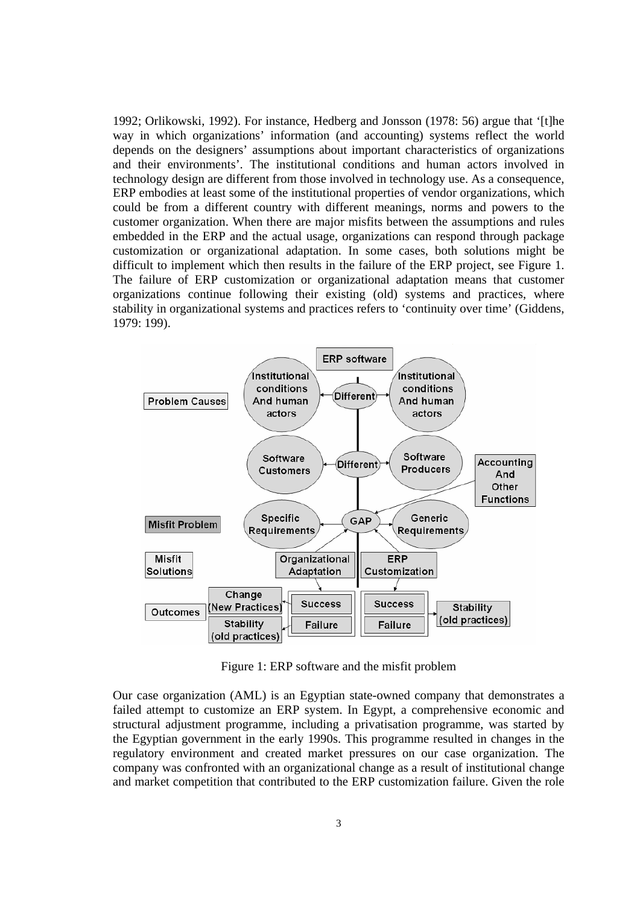1992; Orlikowski, 1992). For instance, Hedberg and Jonsson (1978: 56) argue that '[t]he way in which organizations' information (and accounting) systems reflect the world depends on the designers' assumptions about important characteristics of organizations and their environments'. The institutional conditions and human actors involved in technology design are different from those involved in technology use. As a consequence, ERP embodies at least some of the institutional properties of vendor organizations, which could be from a different country with different meanings, norms and powers to the customer organization. When there are major misfits between the assumptions and rules embedded in the ERP and the actual usage, organizations can respond through package customization or organizational adaptation. In some cases, both solutions might be difficult to implement which then results in the failure of the ERP project, see Figure 1. The failure of ERP customization or organizational adaptation means that customer organizations continue following their existing (old) systems and practices, where stability in organizational systems and practices refers to 'continuity over time' (Giddens, 1979: 199).

Figure 1: ERP software and the misfit problem

Our case organization (AML) is an Egyptian state-owned company that demonstrates a failed attempt to customize an ERP system. In Egypt, a comprehensive economic and structural adjustment programme, including a privatisation programme, was started by the Egyptian government in the early 1990s. This programme resulted in changes in the regulatory environment and created market pressures on our case organization. The company was confronted with an organizational change as a result of institutional change and market competition that contributed to the ERP customization failure. Given the role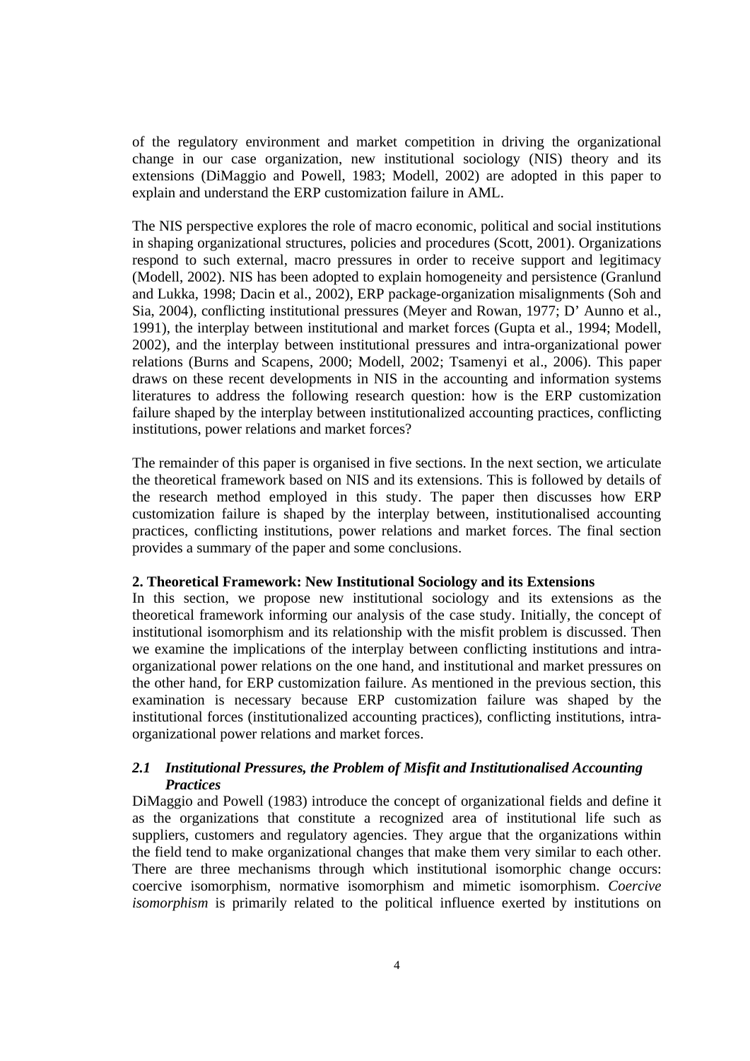of the regulatory environment and market competition in driving the organizational change in our case organization, new institutional sociology (NIS) theory and its extensions (DiMaggio and Powell, 1983; Modell, 2002) are adopted in this paper to explain and understand the ERP customization failure in AML.

The NIS perspective explores the role of macro economic, political and social institutions in shaping organizational structures, policies and procedures (Scott, 2001). Organizations respond to such external, macro pressures in order to receive support and legitimacy (Modell, 2002). NIS has been adopted to explain homogeneity and persistence (Granlund and Lukka, 1998; Dacin et al., 2002), ERP package-organization misalignments (Soh and Sia, 2004), conflicting institutional pressures (Meyer and Rowan, 1977; D' Aunno et al., 1991), the interplay between institutional and market forces (Gupta et al., 1994; Modell, 2002), and the interplay between institutional pressures and intra-organizational power relations (Burns and Scapens, 2000; Modell, 2002; Tsamenyi et al., 2006). This paper draws on these recent developments in NIS in the accounting and information systems literatures to address the following research question: how is the ERP customization failure shaped by the interplay between institutionalized accounting practices, conflicting institutions, power relations and market forces?

The remainder of this paper is organised in five sections. In the next section, we articulate the theoretical framework based on NIS and its extensions. This is followed by details of the research method employed in this study. The paper then discusses how ERP customization failure is shaped by the interplay between, institutionalised accounting practices, conflicting institutions, power relations and market forces. The final section provides a summary of the paper and some conclusions.

## 2. Theoretical Framework: New Institutional Sociology and its Extensions

In this section, we propose new institutional sociology and its extensions as the theoretical framework informing our analysis of the case study. Initially, the concept of institutional isomorphism and its relationship with the misfit problem is discussed. Then we examine the implications of the interplay between conflicting institutions and intra-organizational power relations on the one hand, and institutional and market pressures on the other hand, for ERP customization failure. As mentioned in the previous section, this examination is necessary because ERP customization failure was shaped by the institutional forces (institutionalized accounting practices), conflicting institutions, intra-organizational power relations and market forces.

### *2.1 Institutional Pressures, the Problem of Misfit and Institutionalised Accounting Practices*

DiMaggio and Powell (1983) introduce the concept of organizational fields and define it as the organizations that constitute a recognized area of institutional life such as suppliers, customers and regulatory agencies. They argue that the organizations within the field tend to make organizational changes that make them very similar to each other. There are three mechanisms through which institutional isomorphic change occurs: coercive isomorphism, normative isomorphism and mimetic isomorphism. *Coercive isomorphism* is primarily related to the political influence exerted by institutions on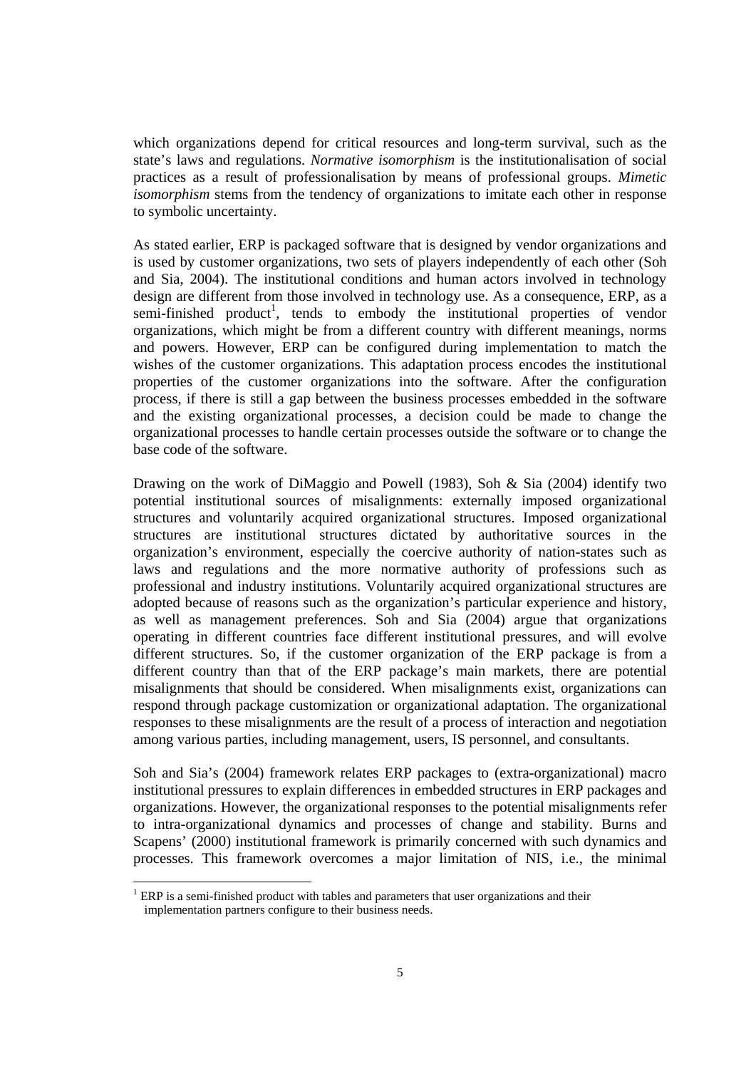which organizations depend for critical resources and long-term survival, such as the state's laws and regulations. *Normative isomorphism* is the institutionalisation of social practices as a result of professionalisation by means of professional groups. *Mimetic isomorphism* stems from the tendency of organizations to imitate each other in response to symbolic uncertainty.

As stated earlier, ERP is packaged software that is designed by vendor organizations and is used by customer organizations, two sets of players independently of each other (Soh and Sia, 2004). The institutional conditions and human actors involved in technology design are different from those involved in technology use. As a consequence, ERP, as a semi-finished product[1], tends to embody the institutional properties of vendor organizations, which might be from a different country with different meanings, norms and powers. However, ERP can be configured during implementation to match the wishes of the customer organizations. This adaptation process encodes the institutional properties of the customer organizations into the software. After the configuration process, if there is still a gap between the business processes embedded in the software and the existing organizational processes, a decision could be made to change the organizational processes to handle certain processes outside the software or to change the base code of the software.

Drawing on the work of DiMaggio and Powell (1983), Soh & Sia (2004) identify two potential institutional sources of misalignments: externally imposed organizational structures and voluntarily acquired organizational structures. Imposed organizational structures are institutional structures dictated by authoritative sources in the organization's environment, especially the coercive authority of nation-states such as laws and regulations and the more normative authority of professions such as professional and industry institutions. Voluntarily acquired organizational structures are adopted because of reasons such as the organization's particular experience and history, as well as management preferences. Soh and Sia (2004) argue that organizations operating in different countries face different institutional pressures, and will evolve different structures. So, if the customer organization of the ERP package is from a different country than that of the ERP package's main markets, there are potential misalignments that should be considered. When misalignments exist, organizations can respond through package customization or organizational adaptation. The organizational responses to these misalignments are the result of a process of interaction and negotiation among various parties, including management, users, IS personnel, and consultants.

Soh and Sia's (2004) framework relates ERP packages to (extra-organizational) macro institutional pressures to explain differences in embedded structures in ERP packages and organizations. However, the organizational responses to the potential misalignments refer to intra-organizational dynamics and processes of change and stability. Burns and Scapens' (2000) institutional framework is primarily concerned with such dynamics and processes. This framework overcomes a major limitation of NIS, i.e., the minimal

---

[1] ERP is a semi-finished product with tables and parameters that user organizations and their implementation partners configure to their business needs.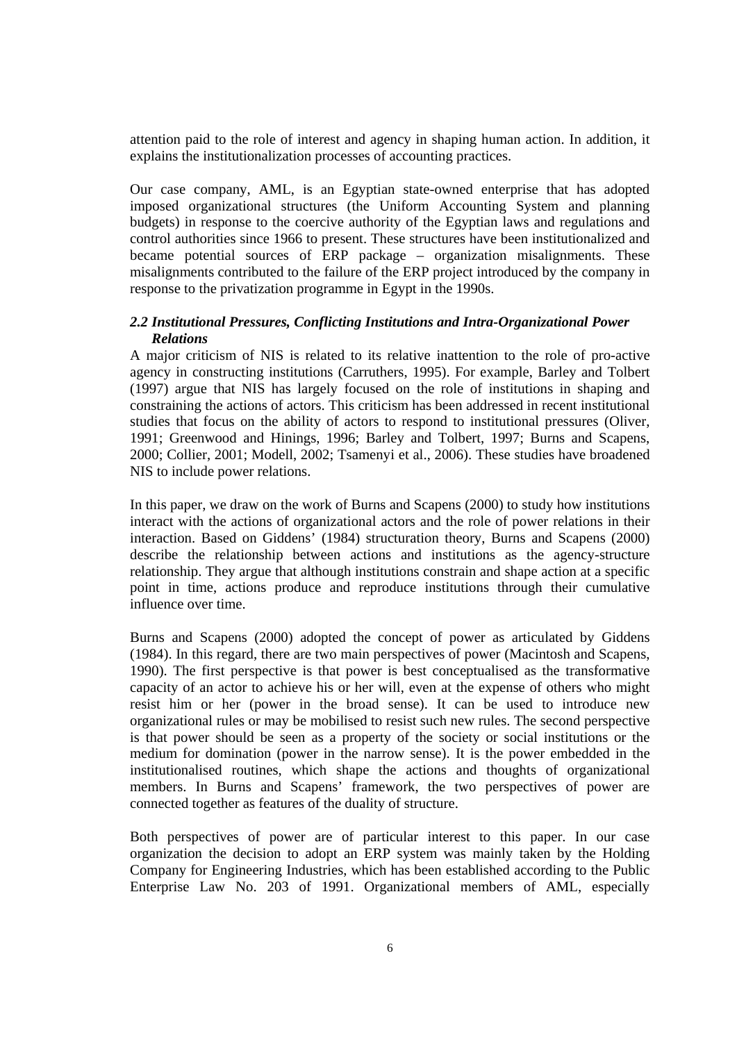attention paid to the role of interest and agency in shaping human action. In addition, it explains the institutionalization processes of accounting practices.

Our case company, AML, is an Egyptian state-owned enterprise that has adopted imposed organizational structures (the Uniform Accounting System and planning budgets) in response to the coercive authority of the Egyptian laws and regulations and control authorities since 1966 to present. These structures have been institutionalized and became potential sources of ERP package – organization misalignments. These misalignments contributed to the failure of the ERP project introduced by the company in response to the privatization programme in Egypt in the 1990s.

### *2.2 Institutional Pressures, Conflicting Institutions and Intra-Organizational Power Relations*

A major criticism of NIS is related to its relative inattention to the role of pro-active agency in constructing institutions (Carruthers, 1995). For example, Barley and Tolbert (1997) argue that NIS has largely focused on the role of institutions in shaping and constraining the actions of actors. This criticism has been addressed in recent institutional studies that focus on the ability of actors to respond to institutional pressures (Oliver, 1991; Greenwood and Hinings, 1996; Barley and Tolbert, 1997; Burns and Scapens, 2000; Collier, 2001; Modell, 2002; Tsamenyi et al., 2006). These studies have broadened NIS to include power relations.

In this paper, we draw on the work of Burns and Scapens (2000) to study how institutions interact with the actions of organizational actors and the role of power relations in their interaction. Based on Giddens' (1984) structuration theory, Burns and Scapens (2000) describe the relationship between actions and institutions as the agency-structure relationship. They argue that although institutions constrain and shape action at a specific point in time, actions produce and reproduce institutions through their cumulative influence over time.

Burns and Scapens (2000) adopted the concept of power as articulated by Giddens (1984). In this regard, there are two main perspectives of power (Macintosh and Scapens, 1990). The first perspective is that power is best conceptualised as the transformative capacity of an actor to achieve his or her will, even at the expense of others who might resist him or her (power in the broad sense). It can be used to introduce new organizational rules or may be mobilised to resist such new rules. The second perspective is that power should be seen as a property of the society or social institutions or the medium for domination (power in the narrow sense). It is the power embedded in the institutionalised routines, which shape the actions and thoughts of organizational members. In Burns and Scapens' framework, the two perspectives of power are connected together as features of the duality of structure.

Both perspectives of power are of particular interest to this paper. In our case organization the decision to adopt an ERP system was mainly taken by the Holding Company for Engineering Industries, which has been established according to the Public Enterprise Law No. 203 of 1991. Organizational members of AML, especially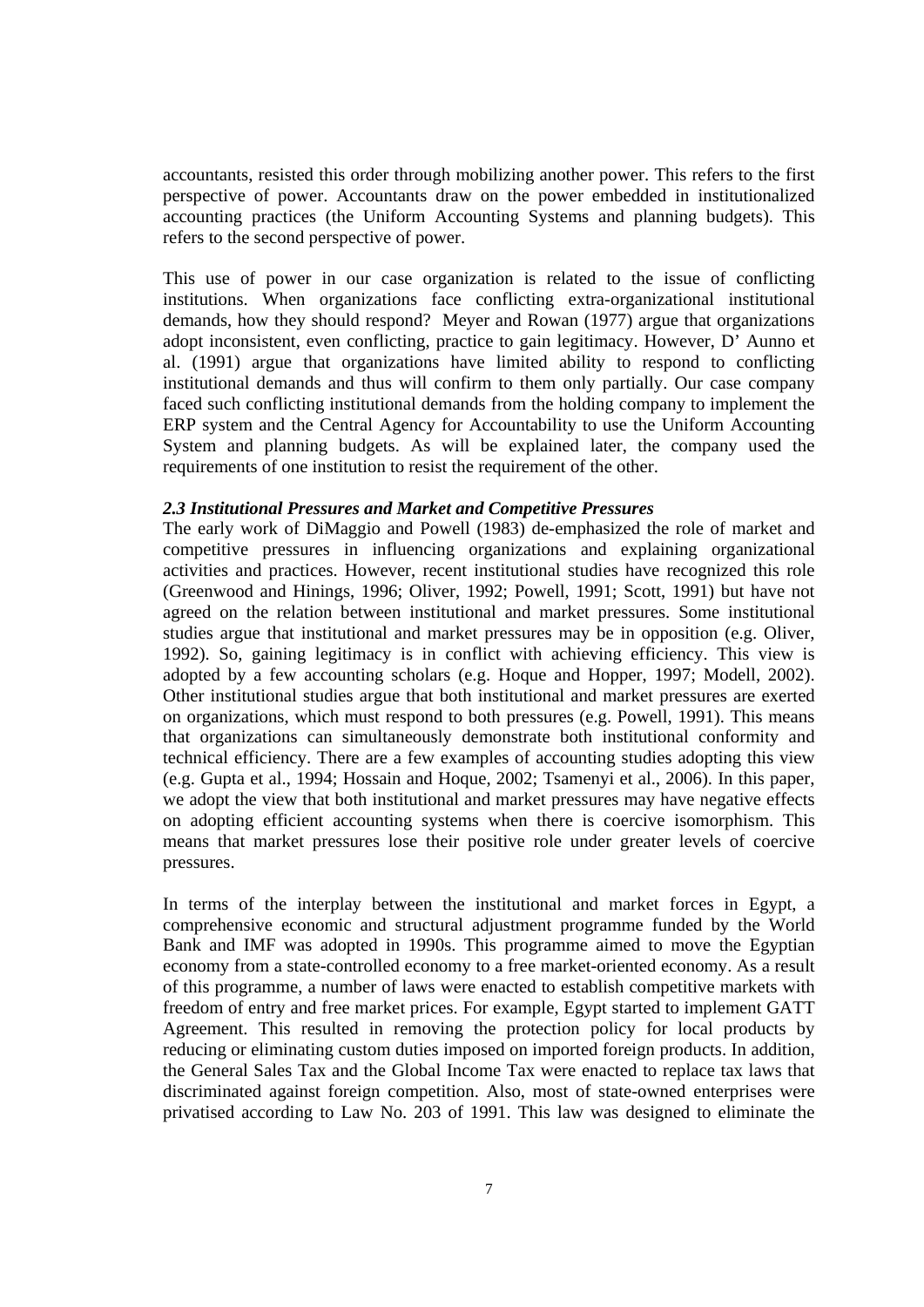accountants, resisted this order through mobilizing another power. This refers to the first perspective of power. Accountants draw on the power embedded in institutionalized accounting practices (the Uniform Accounting Systems and planning budgets). This refers to the second perspective of power.

This use of power in our case organization is related to the issue of conflicting institutions. When organizations face conflicting extra-organizational institutional demands, how they should respond? Meyer and Rowan (1977) argue that organizations adopt inconsistent, even conflicting, practice to gain legitimacy. However, D' Aunno et al. (1991) argue that organizations have limited ability to respond to conflicting institutional demands and thus will confirm to them only partially. Our case company faced such conflicting institutional demands from the holding company to implement the ERP system and the Central Agency for Accountability to use the Uniform Accounting System and planning budgets. As will be explained later, the company used the requirements of one institution to resist the requirement of the other.

### *2.3 Institutional Pressures and Market and Competitive Pressures*

The early work of DiMaggio and Powell (1983) de-emphasized the role of market and competitive pressures in influencing organizations and explaining organizational activities and practices. However, recent institutional studies have recognized this role (Greenwood and Hinings, 1996; Oliver, 1992; Powell, 1991; Scott, 1991) but have not agreed on the relation between institutional and market pressures. Some institutional studies argue that institutional and market pressures may be in opposition (e.g. Oliver, 1992). So, gaining legitimacy is in conflict with achieving efficiency. This view is adopted by a few accounting scholars (e.g. Hoque and Hopper, 1997; Modell, 2002). Other institutional studies argue that both institutional and market pressures are exerted on organizations, which must respond to both pressures (e.g. Powell, 1991). This means that organizations can simultaneously demonstrate both institutional conformity and technical efficiency. There are a few examples of accounting studies adopting this view (e.g. Gupta et al., 1994; Hossain and Hoque, 2002; Tsamenyi et al., 2006). In this paper, we adopt the view that both institutional and market pressures may have negative effects on adopting efficient accounting systems when there is coercive isomorphism. This means that market pressures lose their positive role under greater levels of coercive pressures.

In terms of the interplay between the institutional and market forces in Egypt, a comprehensive economic and structural adjustment programme funded by the World Bank and IMF was adopted in 1990s. This programme aimed to move the Egyptian economy from a state-controlled economy to a free market-oriented economy. As a result of this programme, a number of laws were enacted to establish competitive markets with freedom of entry and free market prices. For example, Egypt started to implement GATT Agreement. This resulted in removing the protection policy for local products by reducing or eliminating custom duties imposed on imported foreign products. In addition, the General Sales Tax and the Global Income Tax were enacted to replace tax laws that discriminated against foreign competition. Also, most of state-owned enterprises were privatised according to Law No. 203 of 1991. This law was designed to eliminate the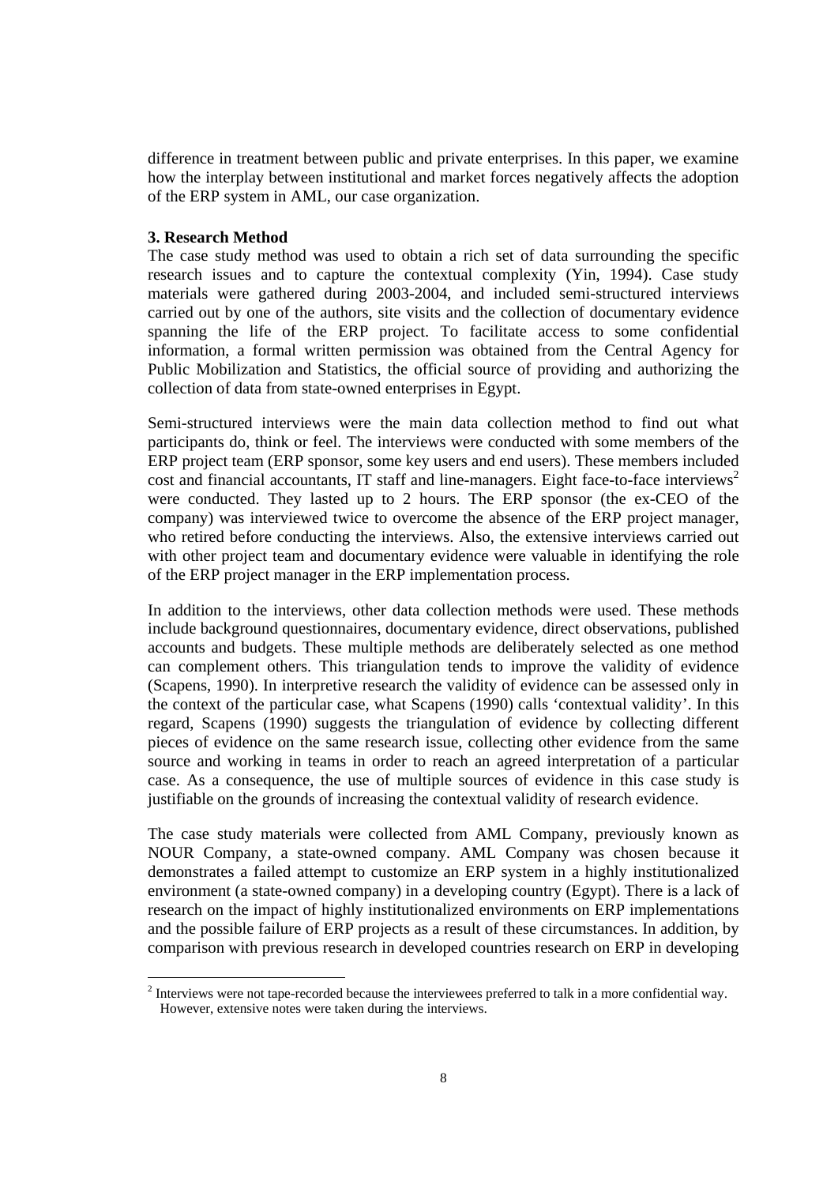difference in treatment between public and private enterprises. In this paper, we examine how the interplay between institutional and market forces negatively affects the adoption of the ERP system in AML, our case organization.

**3. Research Method**

The case study method was used to obtain a rich set of data surrounding the specific research issues and to capture the contextual complexity (Yin, 1994). Case study materials were gathered during 2003-2004, and included semi-structured interviews carried out by one of the authors, site visits and the collection of documentary evidence spanning the life of the ERP project. To facilitate access to some confidential information, a formal written permission was obtained from the Central Agency for Public Mobilization and Statistics, the official source of providing and authorizing the collection of data from state-owned enterprises in Egypt.

Semi-structured interviews were the main data collection method to find out what participants do, think or feel. The interviews were conducted with some members of the ERP project team (ERP sponsor, some key users and end users). These members included cost and financial accountants, IT staff and line-managers. Eight face-to-face interviews[2] were conducted. They lasted up to 2 hours. The ERP sponsor (the ex-CEO of the company) was interviewed twice to overcome the absence of the ERP project manager, who retired before conducting the interviews. Also, the extensive interviews carried out with other project team and documentary evidence were valuable in identifying the role of the ERP project manager in the ERP implementation process.

In addition to the interviews, other data collection methods were used. These methods include background questionnaires, documentary evidence, direct observations, published accounts and budgets. These multiple methods are deliberately selected as one method can complement others. This triangulation tends to improve the validity of evidence (Scapens, 1990). In interpretive research the validity of evidence can be assessed only in the context of the particular case, what Scapens (1990) calls 'contextual validity'. In this regard, Scapens (1990) suggests the triangulation of evidence by collecting different pieces of evidence on the same research issue, collecting other evidence from the same source and working in teams in order to reach an agreed interpretation of a particular case. As a consequence, the use of multiple sources of evidence in this case study is justifiable on the grounds of increasing the contextual validity of research evidence.

The case study materials were collected from AML Company, previously known as NOUR Company, a state-owned company. AML Company was chosen because it demonstrates a failed attempt to customize an ERP system in a highly institutionalized environment (a state-owned company) in a developing country (Egypt). There is a lack of research on the impact of highly institutionalized environments on ERP implementations and the possible failure of ERP projects as a result of these circumstances. In addition, by comparison with previous research in developed countries research on ERP in developing

[2] Interviews were not tape-recorded because the interviewees preferred to talk in a more confidential way. However, extensive notes were taken during the interviews.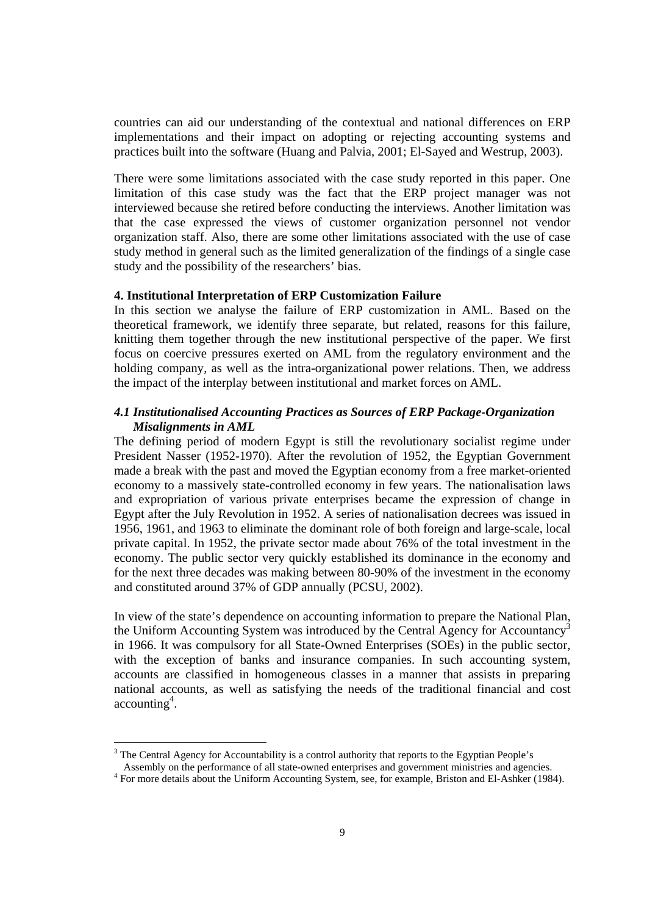countries can aid our understanding of the contextual and national differences on ERP implementations and their impact on adopting or rejecting accounting systems and practices built into the software (Huang and Palvia, 2001; El-Sayed and Westrup, 2003).

There were some limitations associated with the case study reported in this paper. One limitation of this case study was the fact that the ERP project manager was not interviewed because she retired before conducting the interviews. Another limitation was that the case expressed the views of customer organization personnel not vendor organization staff. Also, there are some other limitations associated with the use of case study method in general such as the limited generalization of the findings of a single case study and the possibility of the researchers' bias.

## 4. Institutional Interpretation of ERP Customization Failure

In this section we analyse the failure of ERP customization in AML. Based on the theoretical framework, we identify three separate, but related, reasons for this failure, knitting them together through the new institutional perspective of the paper. We first focus on coercive pressures exerted on AML from the regulatory environment and the holding company, as well as the intra-organizational power relations. Then, we address the impact of the interplay between institutional and market forces on AML.

### *4.1 Institutionalised Accounting Practices as Sources of ERP Package-Organization Misalignments in AML*

The defining period of modern Egypt is still the revolutionary socialist regime under President Nasser (1952-1970). After the revolution of 1952, the Egyptian Government made a break with the past and moved the Egyptian economy from a free market-oriented economy to a massively state-controlled economy in few years. The nationalisation laws and expropriation of various private enterprises became the expression of change in Egypt after the July Revolution in 1952. A series of nationalisation decrees was issued in 1956, 1961, and 1963 to eliminate the dominant role of both foreign and large-scale, local private capital. In 1952, the private sector made about 76% of the total investment in the economy. The public sector very quickly established its dominance in the economy and for the next three decades was making between 80-90% of the investment in the economy and constituted around 37% of GDP annually (PCSU, 2002).

In view of the state's dependence on accounting information to prepare the National Plan, the Uniform Accounting System was introduced by the Central Agency for Accountancy[3] in 1966. It was compulsory for all State-Owned Enterprises (SOEs) in the public sector, with the exception of banks and insurance companies. In such accounting system, accounts are classified in homogeneous classes in a manner that assists in preparing national accounts, as well as satisfying the needs of the traditional financial and cost accounting[4].

---

[3] The Central Agency for Accountability is a control authority that reports to the Egyptian People's Assembly on the performance of all state-owned enterprises and government ministries and agencies.

[4] For more details about the Uniform Accounting System, see, for example, Briston and El-Ashker (1984).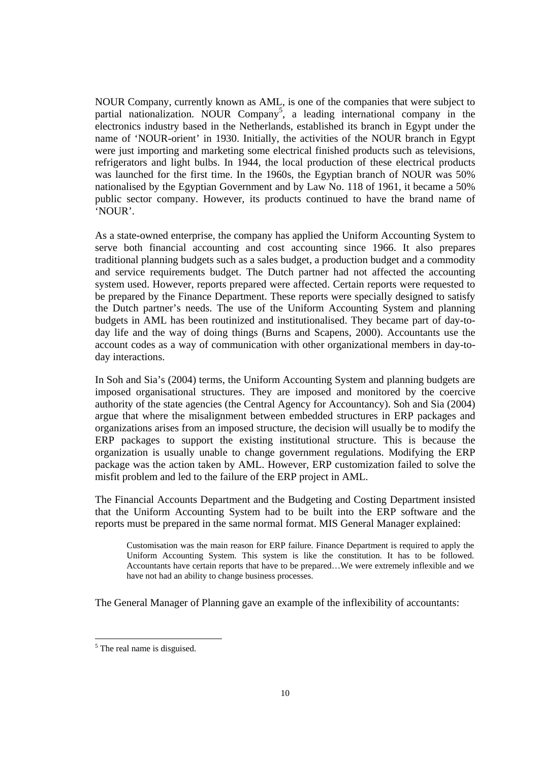NOUR Company, currently known as AML, is one of the companies that were subject to partial nationalization. NOUR Company[5], a leading international company in the electronics industry based in the Netherlands, established its branch in Egypt under the name of 'NOUR-orient' in 1930. Initially, the activities of the NOUR branch in Egypt were just importing and marketing some electrical finished products such as televisions, refrigerators and light bulbs. In 1944, the local production of these electrical products was launched for the first time. In the 1960s, the Egyptian branch of NOUR was 50% nationalised by the Egyptian Government and by Law No. 118 of 1961, it became a 50% public sector company. However, its products continued to have the brand name of 'NOUR'.

As a state-owned enterprise, the company has applied the Uniform Accounting System to serve both financial accounting and cost accounting since 1966. It also prepares traditional planning budgets such as a sales budget, a production budget and a commodity and service requirements budget. The Dutch partner had not affected the accounting system used. However, reports prepared were affected. Certain reports were requested to be prepared by the Finance Department. These reports were specially designed to satisfy the Dutch partner's needs. The use of the Uniform Accounting System and planning budgets in AML has been routinized and institutionalised. They became part of day-to-day life and the way of doing things (Burns and Scapens, 2000). Accountants use the account codes as a way of communication with other organizational members in day-to-day interactions.

In Soh and Sia's (2004) terms, the Uniform Accounting System and planning budgets are imposed organisational structures. They are imposed and monitored by the coercive authority of the state agencies (the Central Agency for Accountancy). Soh and Sia (2004) argue that where the misalignment between embedded structures in ERP packages and organizations arises from an imposed structure, the decision will usually be to modify the ERP packages to support the existing institutional structure. This is because the organization is usually unable to change government regulations. Modifying the ERP package was the action taken by AML. However, ERP customization failed to solve the misfit problem and led to the failure of the ERP project in AML.

The Financial Accounts Department and the Budgeting and Costing Department insisted that the Uniform Accounting System had to be built into the ERP software and the reports must be prepared in the same normal format. MIS General Manager explained:

> Customisation was the main reason for ERP failure. Finance Department is required to apply the Uniform Accounting System. This system is like the constitution. It has to be followed. Accountants have certain reports that have to be prepared…We were extremely inflexible and we have not had an ability to change business processes.

The General Manager of Planning gave an example of the inflexibility of accountants:

---

[5] The real name is disguised.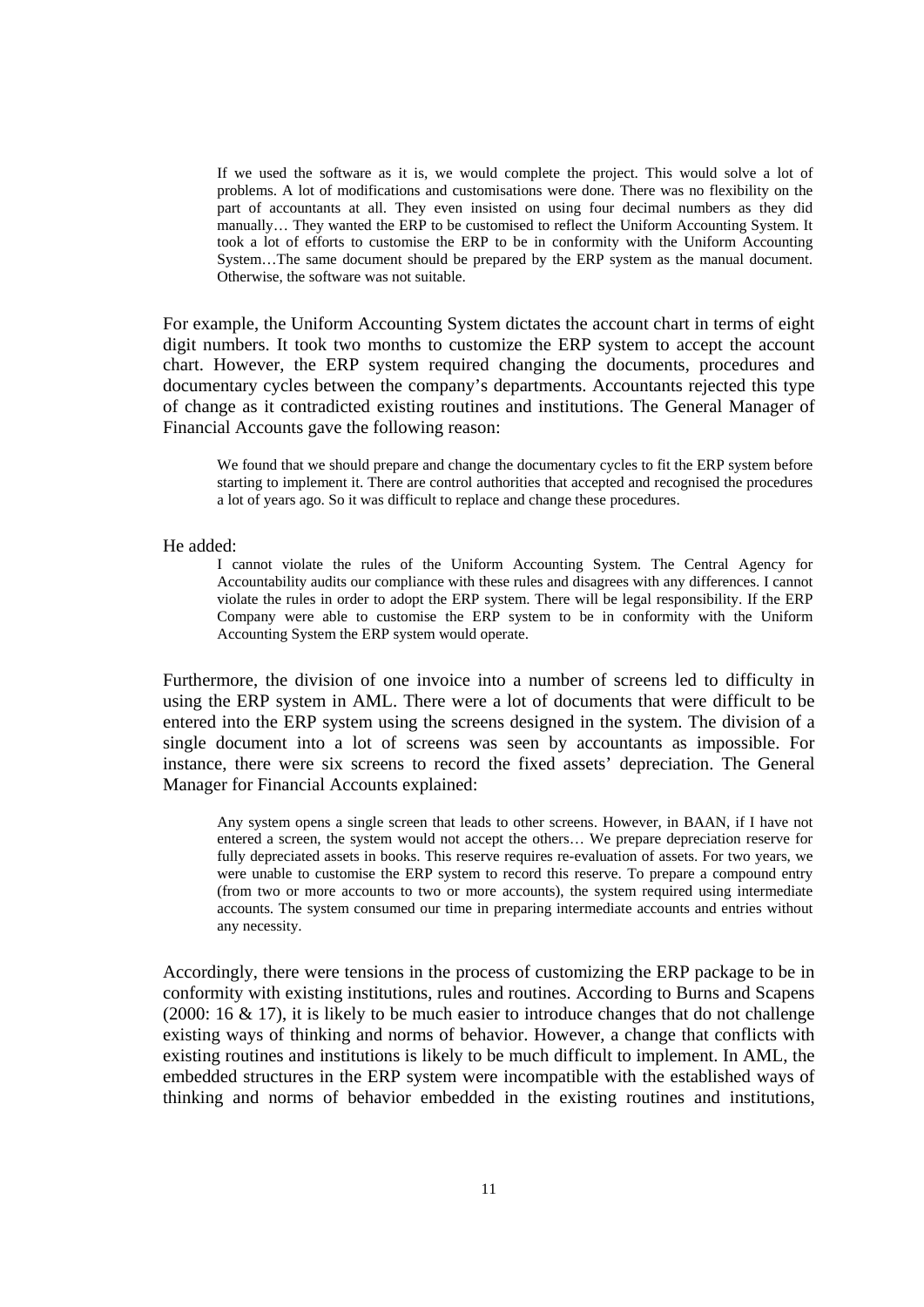> If we used the software as it is, we would complete the project. This would solve a lot of problems. A lot of modifications and customisations were done. There was no flexibility on the part of accountants at all. They even insisted on using four decimal numbers as they did manually… They wanted the ERP to be customised to reflect the Uniform Accounting System. It took a lot of efforts to customise the ERP to be in conformity with the Uniform Accounting System…The same document should be prepared by the ERP system as the manual document. Otherwise, the software was not suitable.

For example, the Uniform Accounting System dictates the account chart in terms of eight digit numbers. It took two months to customize the ERP system to accept the account chart. However, the ERP system required changing the documents, procedures and documentary cycles between the company's departments. Accountants rejected this type of change as it contradicted existing routines and institutions. The General Manager of Financial Accounts gave the following reason:

> We found that we should prepare and change the documentary cycles to fit the ERP system before starting to implement it. There are control authorities that accepted and recognised the procedures a lot of years ago. So it was difficult to replace and change these procedures.

He added:

> I cannot violate the rules of the Uniform Accounting System. The Central Agency for Accountability audits our compliance with these rules and disagrees with any differences. I cannot violate the rules in order to adopt the ERP system. There will be legal responsibility. If the ERP Company were able to customise the ERP system to be in conformity with the Uniform Accounting System the ERP system would operate.

Furthermore, the division of one invoice into a number of screens led to difficulty in using the ERP system in AML. There were a lot of documents that were difficult to be entered into the ERP system using the screens designed in the system. The division of a single document into a lot of screens was seen by accountants as impossible. For instance, there were six screens to record the fixed assets' depreciation. The General Manager for Financial Accounts explained:

> Any system opens a single screen that leads to other screens. However, in BAAN, if I have not entered a screen, the system would not accept the others… We prepare depreciation reserve for fully depreciated assets in books. This reserve requires re-evaluation of assets. For two years, we were unable to customise the ERP system to record this reserve. To prepare a compound entry (from two or more accounts to two or more accounts), the system required using intermediate accounts. The system consumed our time in preparing intermediate accounts and entries without any necessity.

Accordingly, there were tensions in the process of customizing the ERP package to be in conformity with existing institutions, rules and routines. According to Burns and Scapens (2000: 16 & 17), it is likely to be much easier to introduce changes that do not challenge existing ways of thinking and norms of behavior. However, a change that conflicts with existing routines and institutions is likely to be much difficult to implement. In AML, the embedded structures in the ERP system were incompatible with the established ways of thinking and norms of behavior embedded in the existing routines and institutions,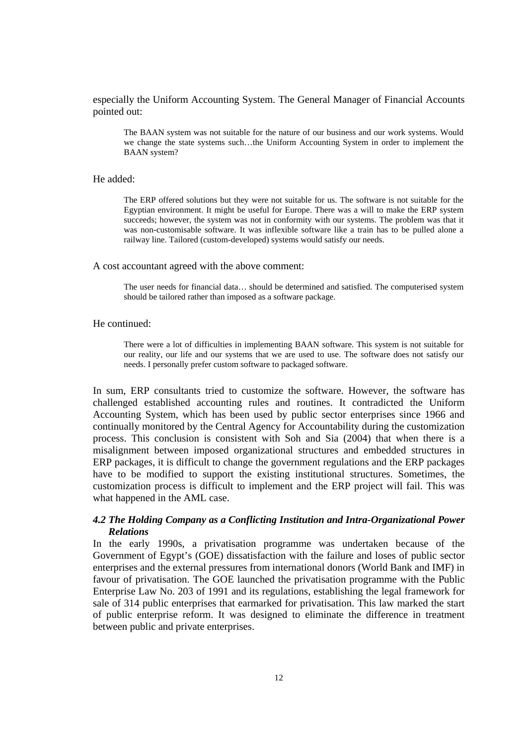especially the Uniform Accounting System. The General Manager of Financial Accounts pointed out:

> The BAAN system was not suitable for the nature of our business and our work systems. Would we change the state systems such…the Uniform Accounting System in order to implement the BAAN system?

He added:

> The ERP offered solutions but they were not suitable for us. The software is not suitable for the Egyptian environment. It might be useful for Europe. There was a will to make the ERP system succeeds; however, the system was not in conformity with our systems. The problem was that it was non-customisable software. It was inflexible software like a train has to be pulled alone a railway line. Tailored (custom-developed) systems would satisfy our needs.

A cost accountant agreed with the above comment:

> The user needs for financial data… should be determined and satisfied. The computerised system should be tailored rather than imposed as a software package.

He continued:

> There were a lot of difficulties in implementing BAAN software. This system is not suitable for our reality, our life and our systems that we are used to use. The software does not satisfy our needs. I personally prefer custom software to packaged software.

In sum, ERP consultants tried to customize the software. However, the software has challenged established accounting rules and routines. It contradicted the Uniform Accounting System, which has been used by public sector enterprises since 1966 and continually monitored by the Central Agency for Accountability during the customization process. This conclusion is consistent with Soh and Sia (2004) that when there is a misalignment between imposed organizational structures and embedded structures in ERP packages, it is difficult to change the government regulations and the ERP packages have to be modified to support the existing institutional structures. Sometimes, the customization process is difficult to implement and the ERP project will fail. This was what happened in the AML case.

### *4.2 The Holding Company as a Conflicting Institution and Intra-Organizational Power Relations*

In the early 1990s, a privatisation programme was undertaken because of the Government of Egypt's (GOE) dissatisfaction with the failure and loses of public sector enterprises and the external pressures from international donors (World Bank and IMF) in favour of privatisation. The GOE launched the privatisation programme with the Public Enterprise Law No. 203 of 1991 and its regulations, establishing the legal framework for sale of 314 public enterprises that earmarked for privatisation. This law marked the start of public enterprise reform. It was designed to eliminate the difference in treatment between public and private enterprises.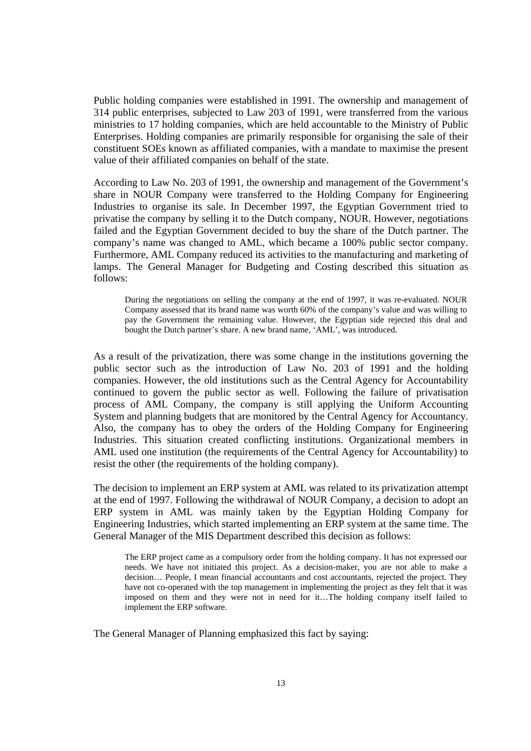Public holding companies were established in 1991. The ownership and management of 314 public enterprises, subjected to Law 203 of 1991, were transferred from the various ministries to 17 holding companies, which are held accountable to the Ministry of Public Enterprises. Holding companies are primarily responsible for organising the sale of their constituent SOEs known as affiliated companies, with a mandate to maximise the present value of their affiliated companies on behalf of the state.

According to Law No. 203 of 1991, the ownership and management of the Government's share in NOUR Company were transferred to the Holding Company for Engineering Industries to organise its sale. In December 1997, the Egyptian Government tried to privatise the company by selling it to the Dutch company, NOUR. However, negotiations failed and the Egyptian Government decided to buy the share of the Dutch partner. The company's name was changed to AML, which became a 100% public sector company. Furthermore, AML Company reduced its activities to the manufacturing and marketing of lamps. The General Manager for Budgeting and Costing described this situation as follows:

> During the negotiations on selling the company at the end of 1997, it was re-evaluated. NOUR Company assessed that its brand name was worth 60% of the company's value and was willing to pay the Government the remaining value. However, the Egyptian side rejected this deal and bought the Dutch partner's share. A new brand name, 'AML', was introduced.

As a result of the privatization, there was some change in the institutions governing the public sector such as the introduction of Law No. 203 of 1991 and the holding companies. However, the old institutions such as the Central Agency for Accountability continued to govern the public sector as well. Following the failure of privatisation process of AML Company, the company is still applying the Uniform Accounting System and planning budgets that are monitored by the Central Agency for Accountancy. Also, the company has to obey the orders of the Holding Company for Engineering Industries. This situation created conflicting institutions. Organizational members in AML used one institution (the requirements of the Central Agency for Accountability) to resist the other (the requirements of the holding company).

The decision to implement an ERP system at AML was related to its privatization attempt at the end of 1997. Following the withdrawal of NOUR Company, a decision to adopt an ERP system in AML was mainly taken by the Egyptian Holding Company for Engineering Industries, which started implementing an ERP system at the same time. The General Manager of the MIS Department described this decision as follows:

> The ERP project came as a compulsory order from the holding company. It has not expressed our needs. We have not initiated this project. As a decision-maker, you are not able to make a decision… People, I mean financial accountants and cost accountants, rejected the project. They have not co-operated with the top management in implementing the project as they felt that it was imposed on them and they were not in need for it…The holding company itself failed to implement the ERP software.

The General Manager of Planning emphasized this fact by saying: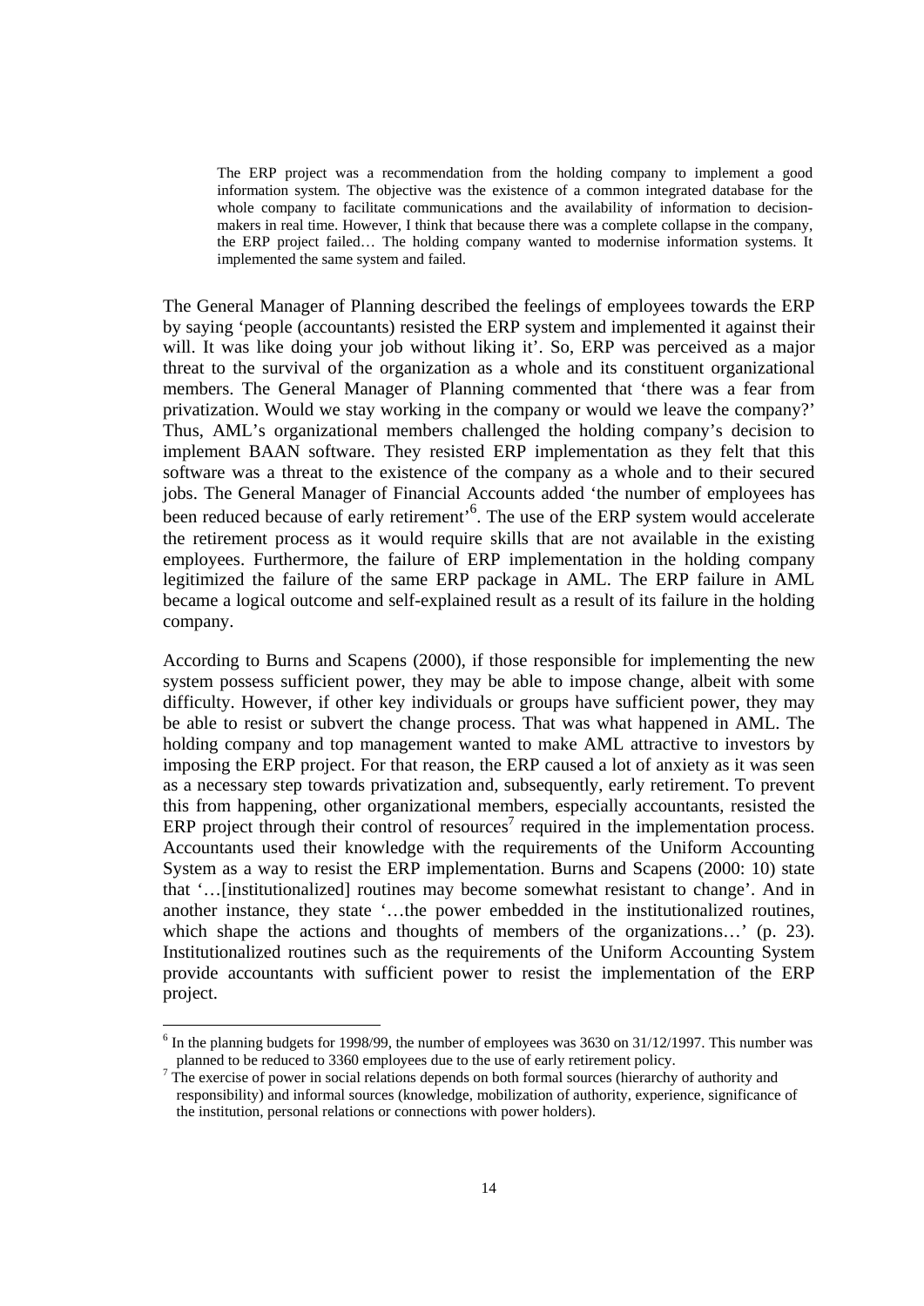> The ERP project was a recommendation from the holding company to implement a good information system. The objective was the existence of a common integrated database for the whole company to facilitate communications and the availability of information to decision-makers in real time. However, I think that because there was a complete collapse in the company, the ERP project failed… The holding company wanted to modernise information systems. It implemented the same system and failed.

The General Manager of Planning described the feelings of employees towards the ERP by saying 'people (accountants) resisted the ERP system and implemented it against their will. It was like doing your job without liking it'. So, ERP was perceived as a major threat to the survival of the organization as a whole and its constituent organizational members. The General Manager of Planning commented that 'there was a fear from privatization. Would we stay working in the company or would we leave the company?' Thus, AML's organizational members challenged the holding company's decision to implement BAAN software. They resisted ERP implementation as they felt that this software was a threat to the existence of the company as a whole and to their secured jobs. The General Manager of Financial Accounts added 'the number of employees has been reduced because of early retirement'[6]. The use of the ERP system would accelerate the retirement process as it would require skills that are not available in the existing employees. Furthermore, the failure of ERP implementation in the holding company legitimized the failure of the same ERP package in AML. The ERP failure in AML became a logical outcome and self-explained result as a result of its failure in the holding company.

According to Burns and Scapens (2000), if those responsible for implementing the new system possess sufficient power, they may be able to impose change, albeit with some difficulty. However, if other key individuals or groups have sufficient power, they may be able to resist or subvert the change process. That was what happened in AML. The holding company and top management wanted to make AML attractive to investors by imposing the ERP project. For that reason, the ERP caused a lot of anxiety as it was seen as a necessary step towards privatization and, subsequently, early retirement. To prevent this from happening, other organizational members, especially accountants, resisted the ERP project through their control of resources[7] required in the implementation process. Accountants used their knowledge with the requirements of the Uniform Accounting System as a way to resist the ERP implementation. Burns and Scapens (2000: 10) state that '…[institutionalized] routines may become somewhat resistant to change'. And in another instance, they state '…the power embedded in the institutionalized routines, which shape the actions and thoughts of members of the organizations…' (p. 23). Institutionalized routines such as the requirements of the Uniform Accounting System provide accountants with sufficient power to resist the implementation of the ERP project.

---

[6] In the planning budgets for 1998/99, the number of employees was 3630 on 31/12/1997. This number was planned to be reduced to 3360 employees due to the use of early retirement policy.

[7] The exercise of power in social relations depends on both formal sources (hierarchy of authority and responsibility) and informal sources (knowledge, mobilization of authority, experience, significance of the institution, personal relations or connections with power holders).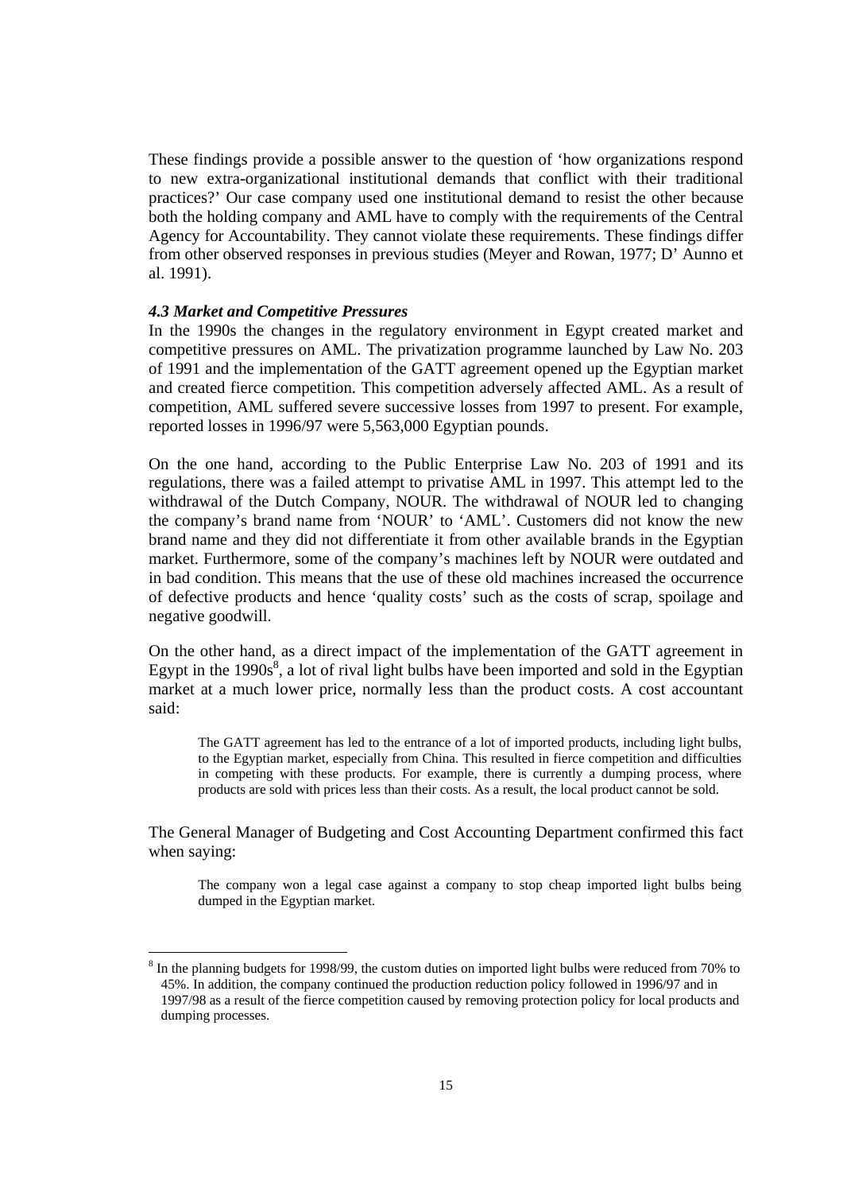These findings provide a possible answer to the question of 'how organizations respond to new extra-organizational institutional demands that conflict with their traditional practices?' Our case company used one institutional demand to resist the other because both the holding company and AML have to comply with the requirements of the Central Agency for Accountability. They cannot violate these requirements. These findings differ from other observed responses in previous studies (Meyer and Rowan, 1977; D' Aunno et al. 1991).

### *4.3 Market and Competitive Pressures*

In the 1990s the changes in the regulatory environment in Egypt created market and competitive pressures on AML. The privatization programme launched by Law No. 203 of 1991 and the implementation of the GATT agreement opened up the Egyptian market and created fierce competition. This competition adversely affected AML. As a result of competition, AML suffered severe successive losses from 1997 to present. For example, reported losses in 1996/97 were 5,563,000 Egyptian pounds.

On the one hand, according to the Public Enterprise Law No. 203 of 1991 and its regulations, there was a failed attempt to privatise AML in 1997. This attempt led to the withdrawal of the Dutch Company, NOUR. The withdrawal of NOUR led to changing the company's brand name from 'NOUR' to 'AML'. Customers did not know the new brand name and they did not differentiate it from other available brands in the Egyptian market. Furthermore, some of the company's machines left by NOUR were outdated and in bad condition. This means that the use of these old machines increased the occurrence of defective products and hence 'quality costs' such as the costs of scrap, spoilage and negative goodwill.

On the other hand, as a direct impact of the implementation of the GATT agreement in Egypt in the 1990s[8], a lot of rival light bulbs have been imported and sold in the Egyptian market at a much lower price, normally less than the product costs. A cost accountant said:

> The GATT agreement has led to the entrance of a lot of imported products, including light bulbs, to the Egyptian market, especially from China. This resulted in fierce competition and difficulties in competing with these products. For example, there is currently a dumping process, where products are sold with prices less than their costs. As a result, the local product cannot be sold.

The General Manager of Budgeting and Cost Accounting Department confirmed this fact when saying:

> The company won a legal case against a company to stop cheap imported light bulbs being dumped in the Egyptian market.

---

[8] In the planning budgets for 1998/99, the custom duties on imported light bulbs were reduced from 70% to 45%. In addition, the company continued the production reduction policy followed in 1996/97 and in 1997/98 as a result of the fierce competition caused by removing protection policy for local products and dumping processes.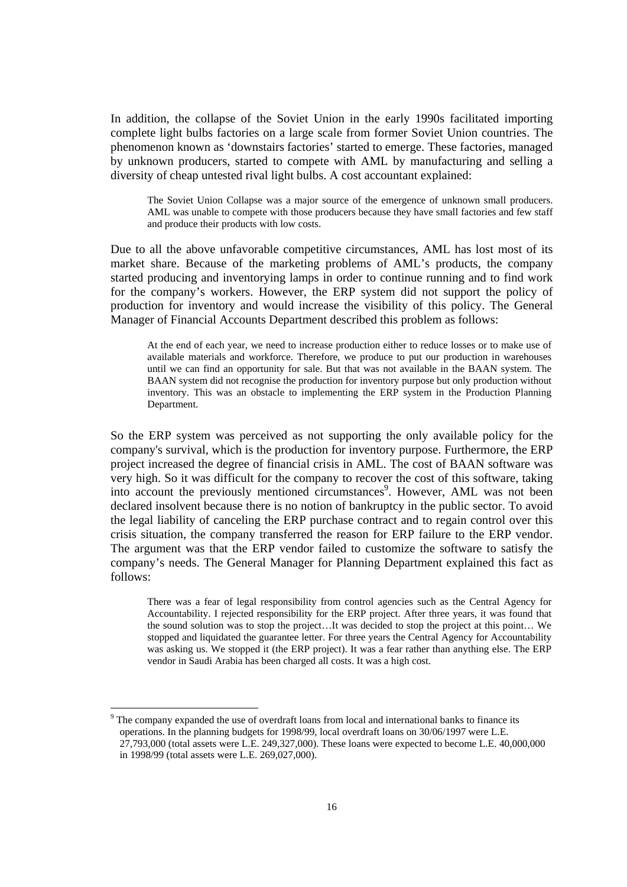In addition, the collapse of the Soviet Union in the early 1990s facilitated importing complete light bulbs factories on a large scale from former Soviet Union countries. The phenomenon known as 'downstairs factories' started to emerge. These factories, managed by unknown producers, started to compete with AML by manufacturing and selling a diversity of cheap untested rival light bulbs. A cost accountant explained:

> The Soviet Union Collapse was a major source of the emergence of unknown small producers. AML was unable to compete with those producers because they have small factories and few staff and produce their products with low costs.

Due to all the above unfavorable competitive circumstances, AML has lost most of its market share. Because of the marketing problems of AML's products, the company started producing and inventorying lamps in order to continue running and to find work for the company's workers. However, the ERP system did not support the policy of production for inventory and would increase the visibility of this policy. The General Manager of Financial Accounts Department described this problem as follows:

> At the end of each year, we need to increase production either to reduce losses or to make use of available materials and workforce. Therefore, we produce to put our production in warehouses until we can find an opportunity for sale. But that was not available in the BAAN system. The BAAN system did not recognise the production for inventory purpose but only production without inventory. This was an obstacle to implementing the ERP system in the Production Planning Department.

So the ERP system was perceived as not supporting the only available policy for the company's survival, which is the production for inventory purpose. Furthermore, the ERP project increased the degree of financial crisis in AML. The cost of BAAN software was very high. So it was difficult for the company to recover the cost of this software, taking into account the previously mentioned circumstances[9]. However, AML was not been declared insolvent because there is no notion of bankruptcy in the public sector. To avoid the legal liability of canceling the ERP purchase contract and to regain control over this crisis situation, the company transferred the reason for ERP failure to the ERP vendor. The argument was that the ERP vendor failed to customize the software to satisfy the company's needs. The General Manager for Planning Department explained this fact as follows:

> There was a fear of legal responsibility from control agencies such as the Central Agency for Accountability. I rejected responsibility for the ERP project. After three years, it was found that the sound solution was to stop the project…It was decided to stop the project at this point… We stopped and liquidated the guarantee letter. For three years the Central Agency for Accountability was asking us. We stopped it (the ERP project). It was a fear rather than anything else. The ERP vendor in Saudi Arabia has been charged all costs. It was a high cost.

---

[9] The company expanded the use of overdraft loans from local and international banks to finance its operations. In the planning budgets for 1998/99, local overdraft loans on 30/06/1997 were L.E. 27,793,000 (total assets were L.E. 249,327,000). These loans were expected to become L.E. 40,000,000 in 1998/99 (total assets were L.E. 269,027,000).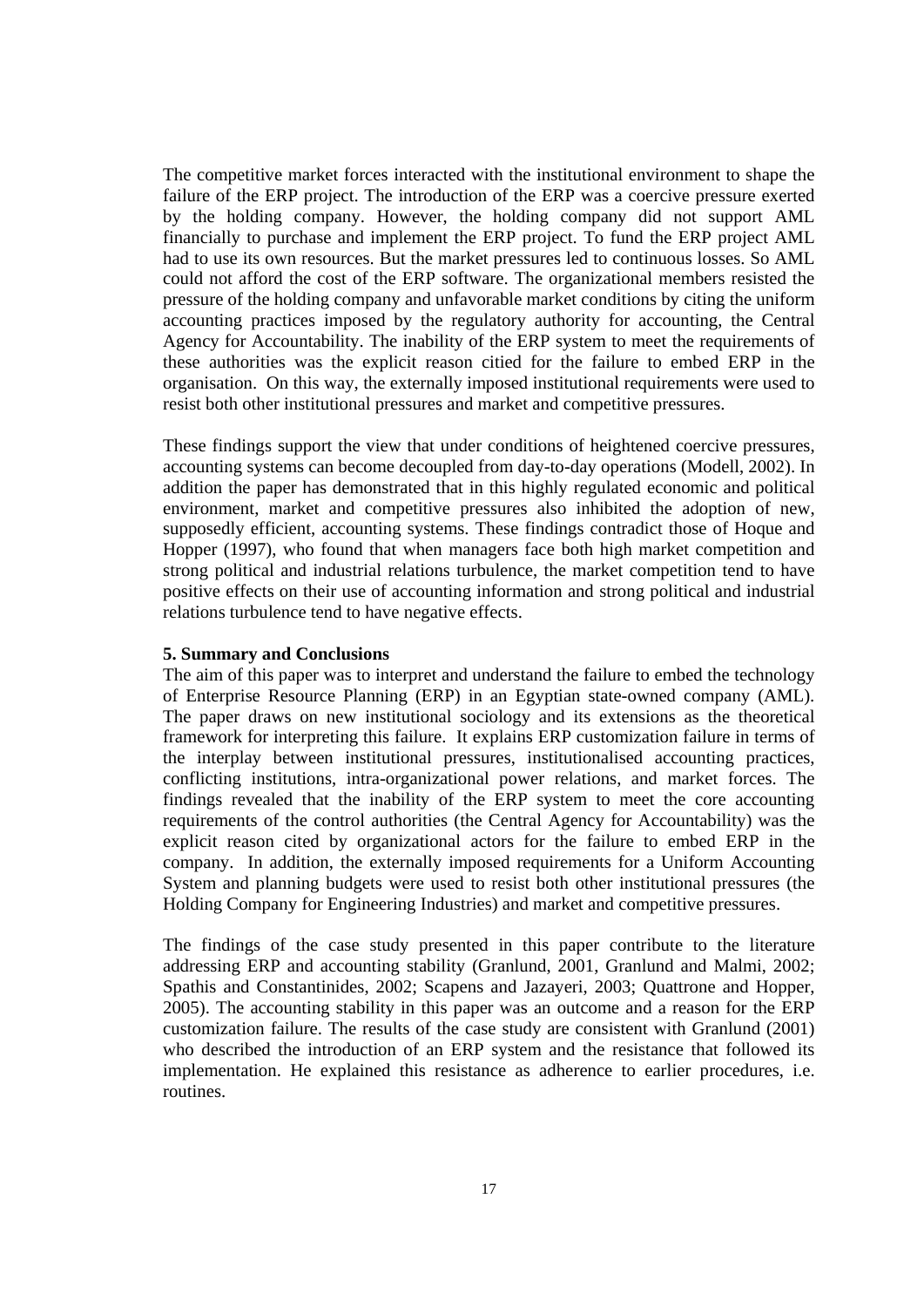The competitive market forces interacted with the institutional environment to shape the failure of the ERP project. The introduction of the ERP was a coercive pressure exerted by the holding company. However, the holding company did not support AML financially to purchase and implement the ERP project. To fund the ERP project AML had to use its own resources. But the market pressures led to continuous losses. So AML could not afford the cost of the ERP software. The organizational members resisted the pressure of the holding company and unfavorable market conditions by citing the uniform accounting practices imposed by the regulatory authority for accounting, the Central Agency for Accountability. The inability of the ERP system to meet the requirements of these authorities was the explicit reason citied for the failure to embed ERP in the organisation. On this way, the externally imposed institutional requirements were used to resist both other institutional pressures and market and competitive pressures.

These findings support the view that under conditions of heightened coercive pressures, accounting systems can become decoupled from day-to-day operations (Modell, 2002). In addition the paper has demonstrated that in this highly regulated economic and political environment, market and competitive pressures also inhibited the adoption of new, supposedly efficient, accounting systems. These findings contradict those of Hoque and Hopper (1997), who found that when managers face both high market competition and strong political and industrial relations turbulence, the market competition tend to have positive effects on their use of accounting information and strong political and industrial relations turbulence tend to have negative effects.

## 5. Summary and Conclusions

The aim of this paper was to interpret and understand the failure to embed the technology of Enterprise Resource Planning (ERP) in an Egyptian state-owned company (AML). The paper draws on new institutional sociology and its extensions as the theoretical framework for interpreting this failure. It explains ERP customization failure in terms of the interplay between institutional pressures, institutionalised accounting practices, conflicting institutions, intra-organizational power relations, and market forces. The findings revealed that the inability of the ERP system to meet the core accounting requirements of the control authorities (the Central Agency for Accountability) was the explicit reason cited by organizational actors for the failure to embed ERP in the company. In addition, the externally imposed requirements for a Uniform Accounting System and planning budgets were used to resist both other institutional pressures (the Holding Company for Engineering Industries) and market and competitive pressures.

The findings of the case study presented in this paper contribute to the literature addressing ERP and accounting stability (Granlund, 2001, Granlund and Malmi, 2002; Spathis and Constantinides, 2002; Scapens and Jazayeri, 2003; Quattrone and Hopper, 2005). The accounting stability in this paper was an outcome and a reason for the ERP customization failure. The results of the case study are consistent with Granlund (2001) who described the introduction of an ERP system and the resistance that followed its implementation. He explained this resistance as adherence to earlier procedures, i.e. routines.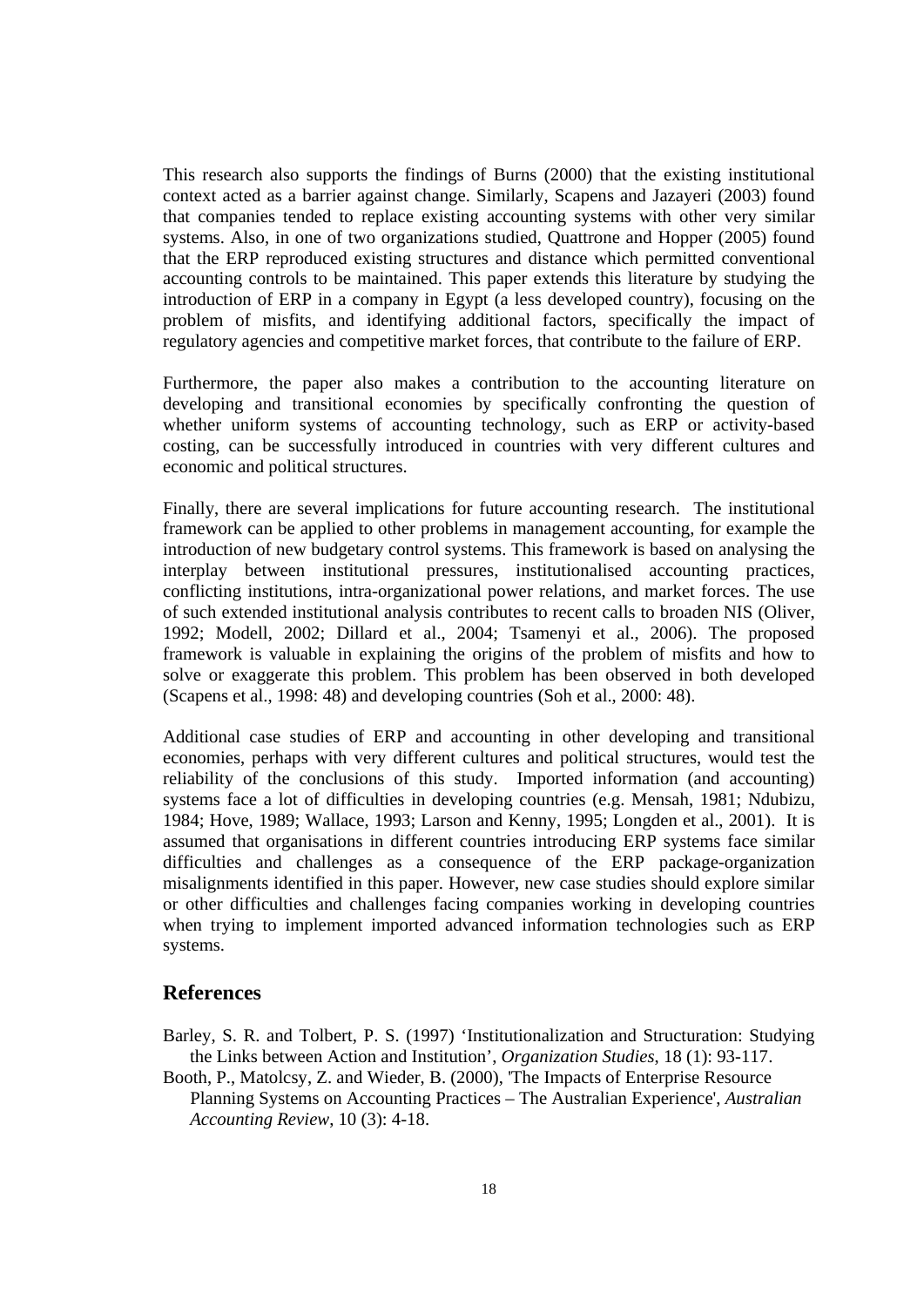This research also supports the findings of Burns (2000) that the existing institutional context acted as a barrier against change. Similarly, Scapens and Jazayeri (2003) found that companies tended to replace existing accounting systems with other very similar systems. Also, in one of two organizations studied, Quattrone and Hopper (2005) found that the ERP reproduced existing structures and distance which permitted conventional accounting controls to be maintained. This paper extends this literature by studying the introduction of ERP in a company in Egypt (a less developed country), focusing on the problem of misfits, and identifying additional factors, specifically the impact of regulatory agencies and competitive market forces, that contribute to the failure of ERP.

Furthermore, the paper also makes a contribution to the accounting literature on developing and transitional economies by specifically confronting the question of whether uniform systems of accounting technology, such as ERP or activity-based costing, can be successfully introduced in countries with very different cultures and economic and political structures.

Finally, there are several implications for future accounting research. The institutional framework can be applied to other problems in management accounting, for example the introduction of new budgetary control systems. This framework is based on analysing the interplay between institutional pressures, institutionalised accounting practices, conflicting institutions, intra-organizational power relations, and market forces. The use of such extended institutional analysis contributes to recent calls to broaden NIS (Oliver, 1992; Modell, 2002; Dillard et al., 2004; Tsamenyi et al., 2006). The proposed framework is valuable in explaining the origins of the problem of misfits and how to solve or exaggerate this problem. This problem has been observed in both developed (Scapens et al., 1998: 48) and developing countries (Soh et al., 2000: 48).

Additional case studies of ERP and accounting in other developing and transitional economies, perhaps with very different cultures and political structures, would test the reliability of the conclusions of this study. Imported information (and accounting) systems face a lot of difficulties in developing countries (e.g. Mensah, 1981; Ndubizu, 1984; Hove, 1989; Wallace, 1993; Larson and Kenny, 1995; Longden et al., 2001). It is assumed that organisations in different countries introducing ERP systems face similar difficulties and challenges as a consequence of the ERP package-organization misalignments identified in this paper. However, new case studies should explore similar or other difficulties and challenges facing companies working in developing countries when trying to implement imported advanced information technologies such as ERP systems.

## References

Barley, S. R. and Tolbert, P. S. (1997) 'Institutionalization and Structuration: Studying the Links between Action and Institution', *Organization Studies*, 18 (1): 93-117.

Booth, P., Matolcsy, Z. and Wieder, B. (2000), 'The Impacts of Enterprise Resource Planning Systems on Accounting Practices – The Australian Experience', *Australian Accounting Review*, 10 (3): 4-18.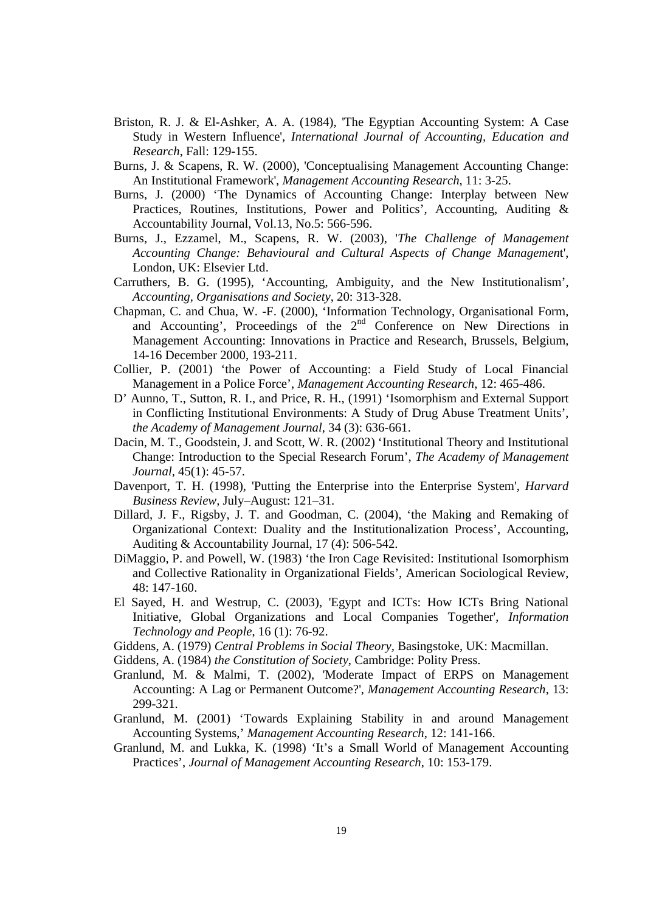Briston, R. J. & El-Ashker, A. A. (1984), 'The Egyptian Accounting System: A Case Study in Western Influence', *International Journal of Accounting, Education and Research*, Fall: 129-155.

Burns, J. & Scapens, R. W. (2000), 'Conceptualising Management Accounting Change: An Institutional Framework', *Management Accounting Research*, 11: 3-25.

Burns, J. (2000) 'The Dynamics of Accounting Change: Interplay between New Practices, Routines, Institutions, Power and Politics', Accounting, Auditing & Accountability Journal, Vol.13, No.5: 566-596.

Burns, J., Ezzamel, M., Scapens, R. W. (2003), '*The Challenge of Management Accounting Change: Behavioural and Cultural Aspects of Change Managemen*t', London, UK: Elsevier Ltd.

Carruthers, B. G. (1995), 'Accounting, Ambiguity, and the New Institutionalism', *Accounting, Organisations and Society*, 20: 313-328.

Chapman, C. and Chua, W. -F. (2000), 'Information Technology, Organisational Form, and Accounting', Proceedings of the 2nd Conference on New Directions in Management Accounting: Innovations in Practice and Research, Brussels, Belgium, 14-16 December 2000, 193-211.

Collier, P. (2001) 'the Power of Accounting: a Field Study of Local Financial Management in a Police Force', *Management Accounting Research*, 12: 465-486.

D' Aunno, T., Sutton, R. I., and Price, R. H., (1991) 'Isomorphism and External Support in Conflicting Institutional Environments: A Study of Drug Abuse Treatment Units', *the Academy of Management Journal*, 34 (3): 636-661.

Dacin, M. T., Goodstein, J. and Scott, W. R. (2002) 'Institutional Theory and Institutional Change: Introduction to the Special Research Forum', *The Academy of Management Journal*, 45(1): 45-57.

Davenport, T. H. (1998), 'Putting the Enterprise into the Enterprise System', *Harvard Business Review*, July–August: 121–31.

Dillard, J. F., Rigsby, J. T. and Goodman, C. (2004), 'the Making and Remaking of Organizational Context: Duality and the Institutionalization Process', Accounting, Auditing & Accountability Journal, 17 (4): 506-542.

DiMaggio, P. and Powell, W. (1983) 'the Iron Cage Revisited: Institutional Isomorphism and Collective Rationality in Organizational Fields', American Sociological Review, 48: 147-160.

El Sayed, H. and Westrup, C. (2003), 'Egypt and ICTs: How ICTs Bring National Initiative, Global Organizations and Local Companies Together', *Information Technology and People*, 16 (1): 76-92.

Giddens, A. (1979) *Central Problems in Social Theory*, Basingstoke, UK: Macmillan.

Giddens, A. (1984) *the Constitution of Society*, Cambridge: Polity Press.

Granlund, M. & Malmi, T. (2002), 'Moderate Impact of ERPS on Management Accounting: A Lag or Permanent Outcome?', *Management Accounting Research*, 13: 299-321.

Granlund, M. (2001) 'Towards Explaining Stability in and around Management Accounting Systems,' *Management Accounting Research*, 12: 141-166.

Granlund, M. and Lukka, K. (1998) 'It's a Small World of Management Accounting Practices', *Journal of Management Accounting Research*, 10: 153-179.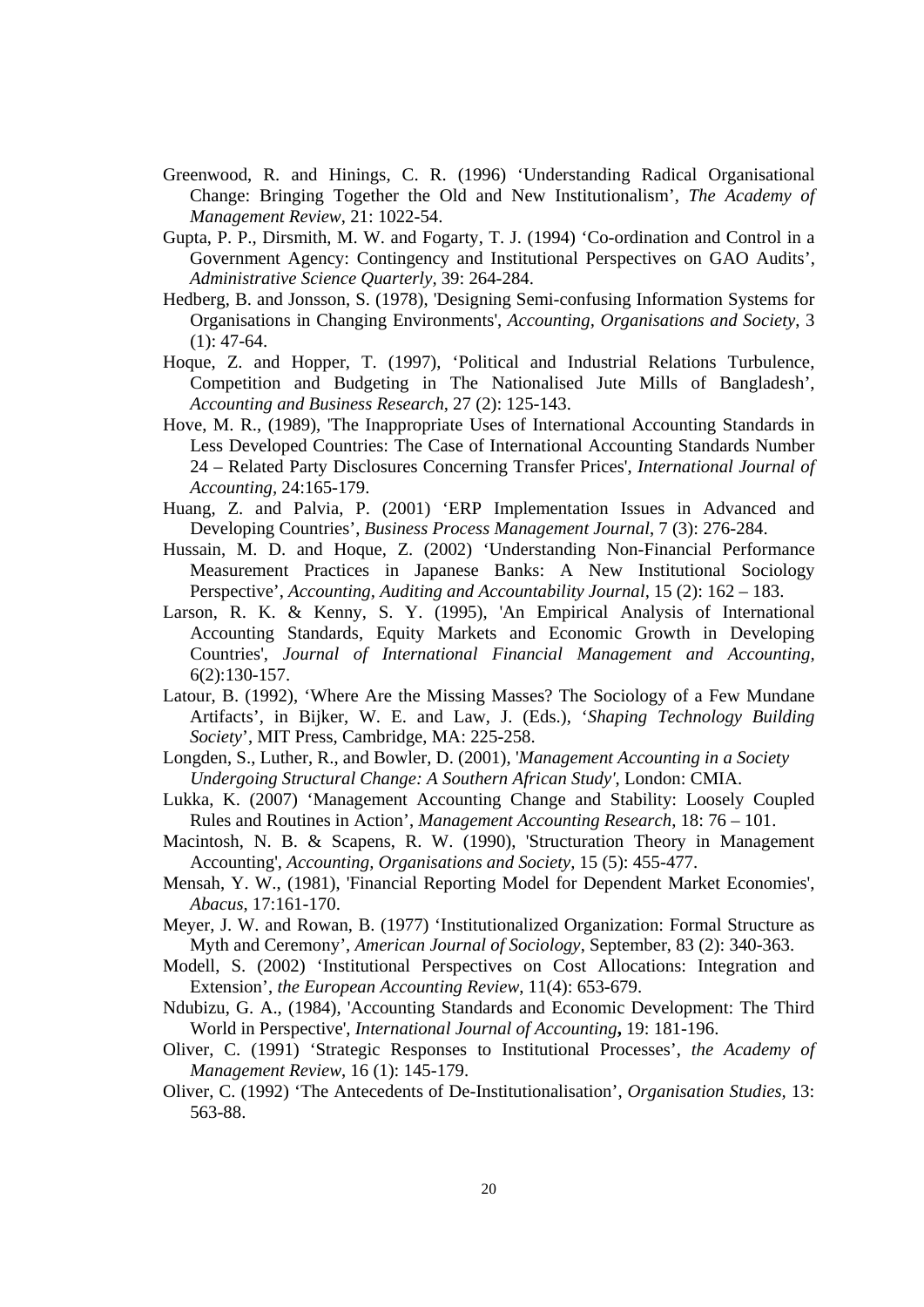Greenwood, R. and Hinings, C. R. (1996) 'Understanding Radical Organisational Change: Bringing Together the Old and New Institutionalism', *The Academy of Management Review*, 21: 1022-54.

Gupta, P. P., Dirsmith, M. W. and Fogarty, T. J. (1994) 'Co-ordination and Control in a Government Agency: Contingency and Institutional Perspectives on GAO Audits', *Administrative Science Quarterly*, 39: 264-284.

Hedberg, B. and Jonsson, S. (1978), 'Designing Semi-confusing Information Systems for Organisations in Changing Environments', *Accounting, Organisations and Society*, 3 (1): 47-64.

Hoque, Z. and Hopper, T. (1997), 'Political and Industrial Relations Turbulence, Competition and Budgeting in The Nationalised Jute Mills of Bangladesh', *Accounting and Business Research*, 27 (2): 125-143.

Hove, M. R., (1989), 'The Inappropriate Uses of International Accounting Standards in Less Developed Countries: The Case of International Accounting Standards Number 24 – Related Party Disclosures Concerning Transfer Prices', *International Journal of Accounting*, 24:165-179.

Huang, Z. and Palvia, P. (2001) 'ERP Implementation Issues in Advanced and Developing Countries', *Business Process Management Journal*, 7 (3): 276-284.

Hussain, M. D. and Hoque, Z. (2002) 'Understanding Non-Financial Performance Measurement Practices in Japanese Banks: A New Institutional Sociology Perspective', *Accounting, Auditing and Accountability Journal*, 15 (2): 162 – 183.

Larson, R. K. & Kenny, S. Y. (1995), 'An Empirical Analysis of International Accounting Standards, Equity Markets and Economic Growth in Developing Countries', *Journal of International Financial Management and Accounting*, 6(2):130-157.

Latour, B. (1992), 'Where Are the Missing Masses? The Sociology of a Few Mundane Artifacts', in Bijker, W. E. and Law, J. (Eds.), '*Shaping Technology Building Society*', MIT Press, Cambridge, MA: 225-258.

Longden, S., Luther, R., and Bowler, D. (2001), '*Management Accounting in a Society Undergoing Structural Change: A Southern African Study*', London: CMIA.

Lukka, K. (2007) 'Management Accounting Change and Stability: Loosely Coupled Rules and Routines in Action', *Management Accounting Research*, 18: 76 – 101.

Macintosh, N. B. & Scapens, R. W. (1990), 'Structuration Theory in Management Accounting', *Accounting, Organisations and Society*, 15 (5): 455-477.

Mensah, Y. W., (1981), 'Financial Reporting Model for Dependent Market Economies', *Abacus*, 17:161-170.

Meyer, J. W. and Rowan, B. (1977) 'Institutionalized Organization: Formal Structure as Myth and Ceremony', *American Journal of Sociology*, September, 83 (2): 340-363.

Modell, S. (2002) 'Institutional Perspectives on Cost Allocations: Integration and Extension', *the European Accounting Review*, 11(4): 653-679.

Ndubizu, G. A., (1984), 'Accounting Standards and Economic Development: The Third World in Perspective', *International Journal of Accounting***,** 19: 181-196.

Oliver, C. (1991) 'Strategic Responses to Institutional Processes', *the Academy of Management Review*, 16 (1): 145-179.

Oliver, C. (1992) 'The Antecedents of De-Institutionalisation', *Organisation Studies*, 13: 563-88.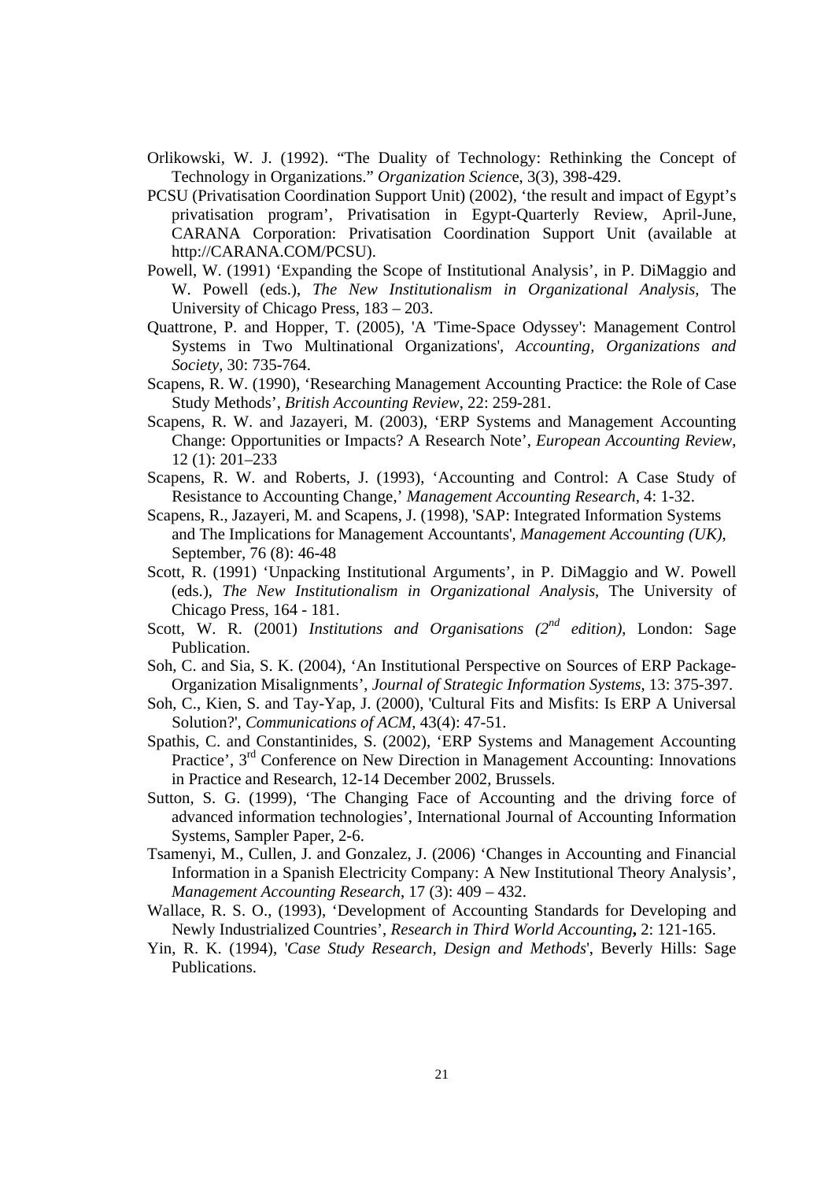Orlikowski, W. J. (1992). "The Duality of Technology: Rethinking the Concept of Technology in Organizations." *Organization Science*, 3(3), 398-429.

PCSU (Privatisation Coordination Support Unit) (2002), 'the result and impact of Egypt's privatisation program', Privatisation in Egypt-Quarterly Review, April-June, CARANA Corporation: Privatisation Coordination Support Unit (available at http://CARANA.COM/PCSU).

Powell, W. (1991) 'Expanding the Scope of Institutional Analysis', in P. DiMaggio and W. Powell (eds.), *The New Institutionalism in Organizational Analysis*, The University of Chicago Press, 183 – 203.

Quattrone, P. and Hopper, T. (2005), 'A 'Time-Space Odyssey': Management Control Systems in Two Multinational Organizations', *Accounting, Organizations and Society*, 30: 735-764.

Scapens, R. W. (1990), 'Researching Management Accounting Practice: the Role of Case Study Methods', *British Accounting Review*, 22: 259-281.

Scapens, R. W. and Jazayeri, M. (2003), 'ERP Systems and Management Accounting Change: Opportunities or Impacts? A Research Note', *European Accounting Review*, 12 (1): 201–233

Scapens, R. W. and Roberts, J. (1993), 'Accounting and Control: A Case Study of Resistance to Accounting Change,' *Management Accounting Research*, 4: 1-32.

Scapens, R., Jazayeri, M. and Scapens, J. (1998), 'SAP: Integrated Information Systems and The Implications for Management Accountants', *Management Accounting (UK)*, September, 76 (8): 46-48

Scott, R. (1991) 'Unpacking Institutional Arguments', in P. DiMaggio and W. Powell (eds.), *The New Institutionalism in Organizational Analysis*, The University of Chicago Press, 164 - 181.

Scott, W. R. (2001) *Institutions and Organisations (2nd edition)*, London: Sage Publication.

Soh, C. and Sia, S. K. (2004), 'An Institutional Perspective on Sources of ERP Package-Organization Misalignments', *Journal of Strategic Information Systems*, 13: 375-397.

Soh, C., Kien, S. and Tay-Yap, J. (2000), 'Cultural Fits and Misfits: Is ERP A Universal Solution?', *Communications of ACM*, 43(4): 47-51.

Spathis, C. and Constantinides, S. (2002), 'ERP Systems and Management Accounting Practice', 3rd Conference on New Direction in Management Accounting: Innovations in Practice and Research, 12-14 December 2002, Brussels.

Sutton, S. G. (1999), 'The Changing Face of Accounting and the driving force of advanced information technologies', International Journal of Accounting Information Systems, Sampler Paper, 2-6.

Tsamenyi, M., Cullen, J. and Gonzalez, J. (2006) 'Changes in Accounting and Financial Information in a Spanish Electricity Company: A New Institutional Theory Analysis', *Management Accounting Research*, 17 (3): 409 – 432.

Wallace, R. S. O., (1993), 'Development of Accounting Standards for Developing and Newly Industrialized Countries', *Research in Third World Accounting*, 2: 121-165.

Yin, R. K. (1994), '*Case Study Research, Design and Methods*', Beverly Hills: Sage Publications.